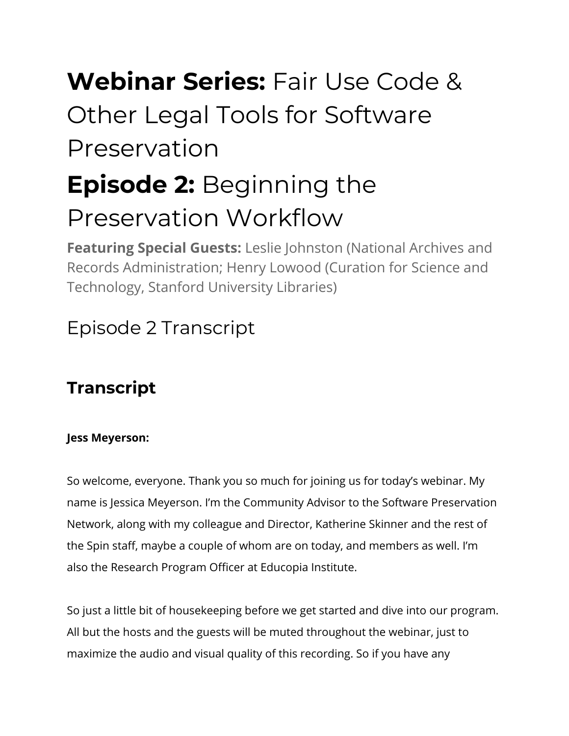# **Webinar Series:** Fair Use Code & Other Legal Tools for Software Preservation

# **Episode 2:** Beginning the Preservation Workflow

**Featuring Special Guests:** Leslie Johnston (National Archives and Records Administration; Henry Lowood (Curation for Science and Technology, Stanford University Libraries)

## Episode 2 Transcript

### **Transcript**

**Jess Meyerson:**

So welcome, everyone. Thank you so much for joining us for today's webinar. My name is Jessica Meyerson. I'm the Community Advisor to the Software Preservation Network, along with my colleague and Director, Katherine Skinner and the rest of the Spin staff, maybe a couple of whom are on today, and members as well. I'm also the Research Program Officer at Educopia Institute.

So just a little bit of housekeeping before we get started and dive into our program. All but the hosts and the guests will be muted throughout the webinar, just to maximize the audio and visual quality of this recording. So if you have any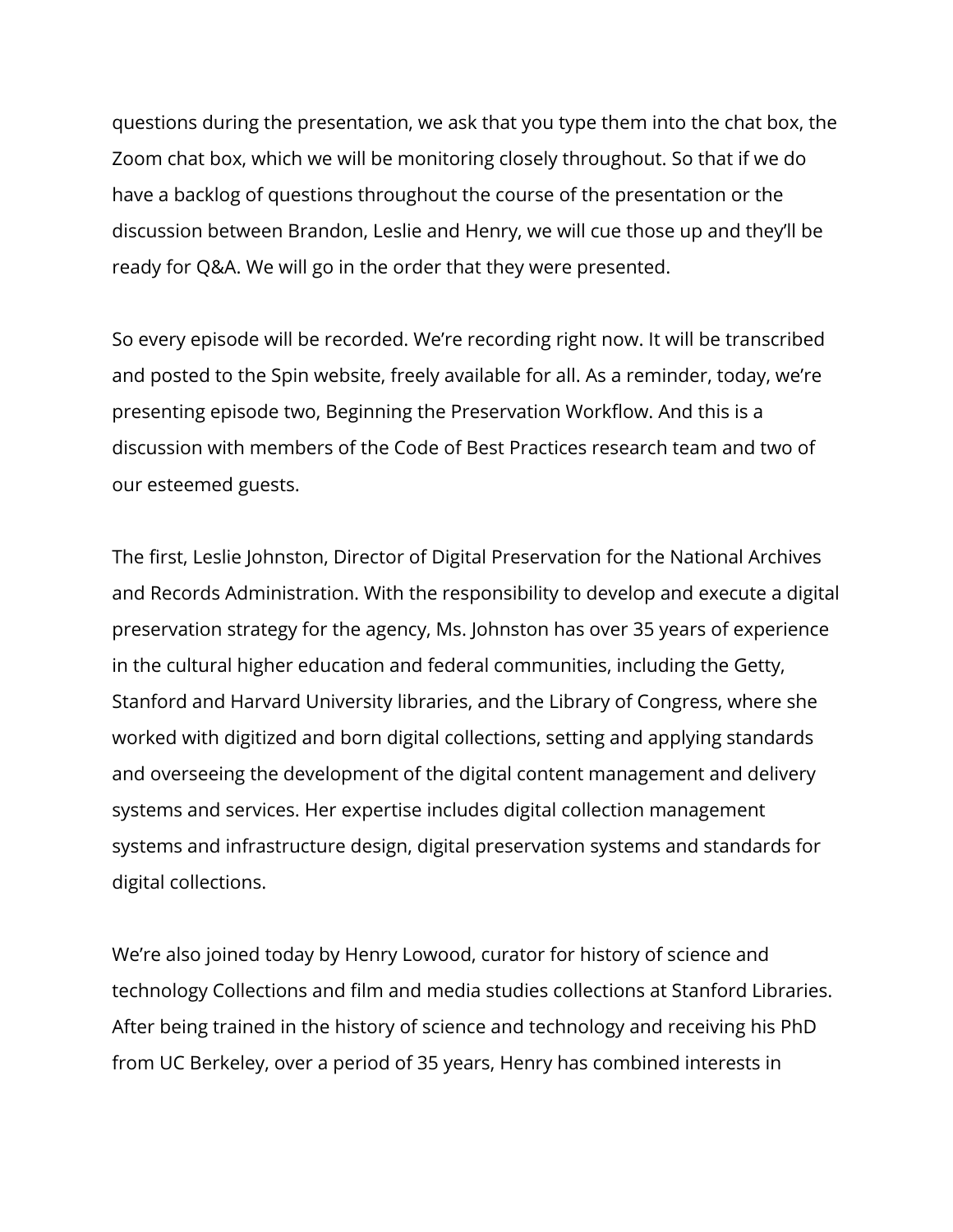questions during the presentation, we ask that you type them into the chat box, the Zoom chat box, which we will be monitoring closely throughout. So that if we do have a backlog of questions throughout the course of the presentation or the discussion between Brandon, Leslie and Henry, we will cue those up and they'll be ready for Q&A. We will go in the order that they were presented.

So every episode will be recorded. We're recording right now. It will be transcribed and posted to the Spin website, freely available for all. As a reminder, today, we're presenting episode two, Beginning the Preservation Workflow. And this is a discussion with members of the Code of Best Practices research team and two of our esteemed guests.

The first, Leslie Johnston, Director of Digital Preservation for the National Archives and Records Administration. With the responsibility to develop and execute a digital preservation strategy for the agency, Ms. Johnston has over 35 years of experience in the cultural higher education and federal communities, including the Getty, Stanford and Harvard University libraries, and the Library of Congress, where she worked with digitized and born digital collections, setting and applying standards and overseeing the development of the digital content management and delivery systems and services. Her expertise includes digital collection management systems and infrastructure design, digital preservation systems and standards for digital collections.

We're also joined today by Henry Lowood, curator for history of science and technology Collections and film and media studies collections at Stanford Libraries. After being trained in the history of science and technology and receiving his PhD from UC Berkeley, over a period of 35 years, Henry has combined interests in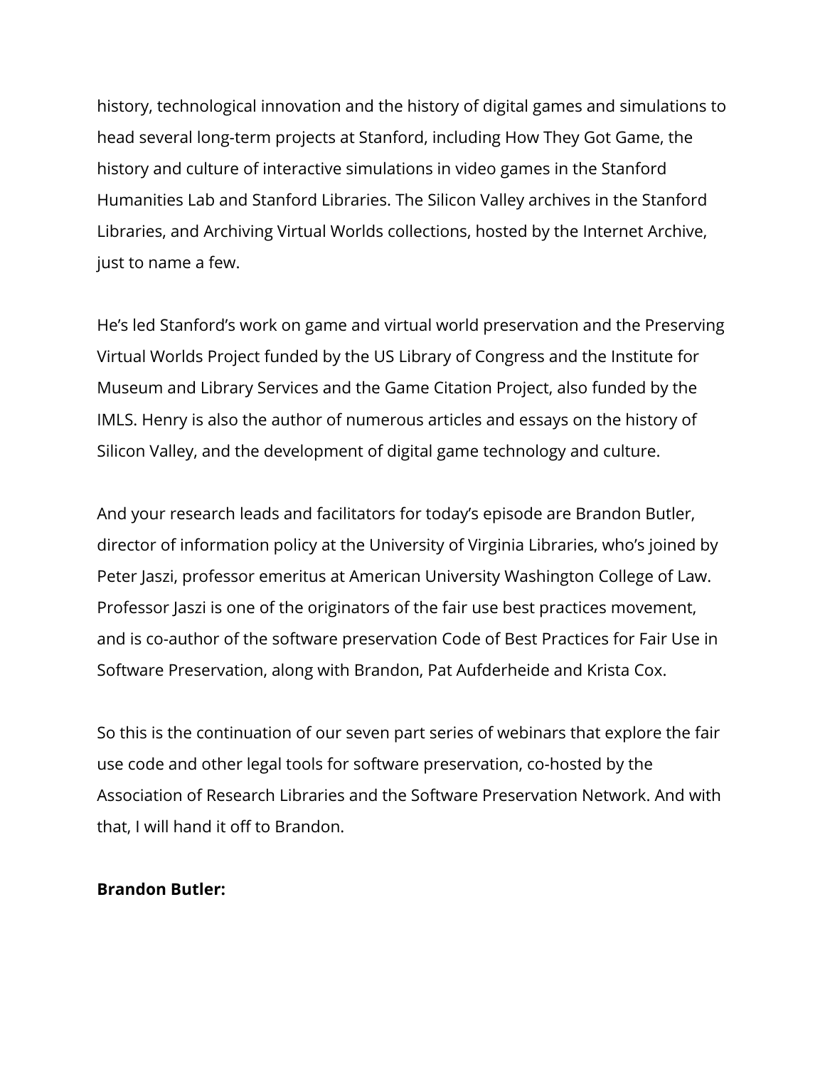history, technological innovation and the history of digital games and simulations to head several long-term projects at Stanford, including How They Got Game, the history and culture of interactive simulations in video games in the Stanford Humanities Lab and Stanford Libraries. The Silicon Valley archives in the Stanford Libraries, and Archiving Virtual Worlds collections, hosted by the Internet Archive, just to name a few.

He's led Stanford's work on game and virtual world preservation and the Preserving Virtual Worlds Project funded by the US Library of Congress and the Institute for Museum and Library Services and the Game Citation Project, also funded by the IMLS. Henry is also the author of numerous articles and essays on the history of Silicon Valley, and the development of digital game technology and culture.

And your research leads and facilitators for today's episode are Brandon Butler, director of information policy at the University of Virginia Libraries, who's joined by Peter Jaszi, professor emeritus at American University Washington College of Law. Professor Jaszi is one of the originators of the fair use best practices movement, and is co-author of the software preservation Code of Best Practices for Fair Use in Software Preservation, along with Brandon, Pat Aufderheide and Krista Cox.

So this is the continuation of our seven part series of webinars that explore the fair use code and other legal tools for software preservation, co-hosted by the Association of Research Libraries and the Software Preservation Network. And with that, I will hand it off to Brandon.

**Brandon Butler:**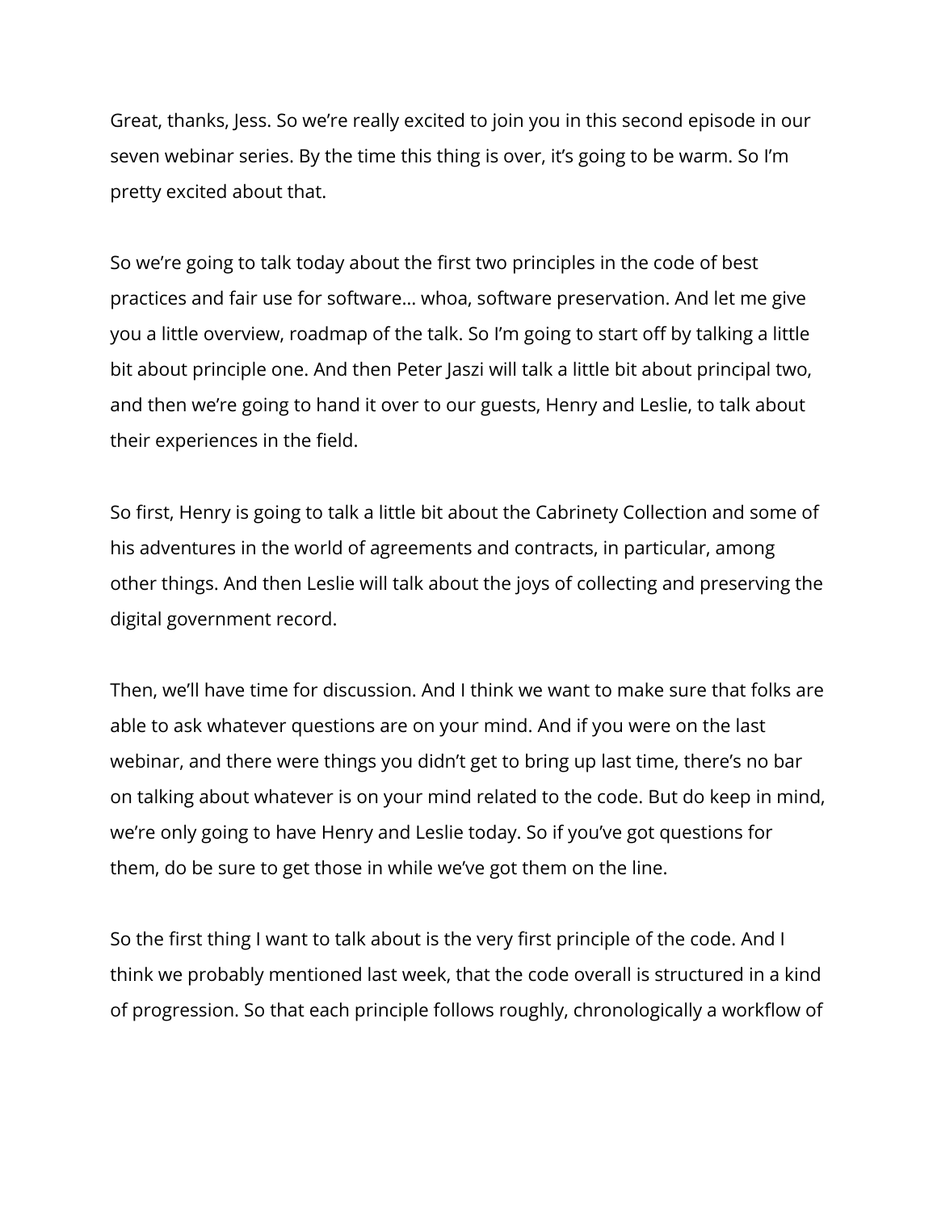Great, thanks, Jess. So we're really excited to join you in this second episode in our seven webinar series. By the time this thing is over, it's going to be warm. So I'm pretty excited about that.

So we're going to talk today about the first two principles in the code of best practices and fair use for software… whoa, software preservation. And let me give you a little overview, roadmap of the talk. So I'm going to start off by talking a little bit about principle one. And then Peter Jaszi will talk a little bit about principal two, and then we're going to hand it over to our guests, Henry and Leslie, to talk about their experiences in the field.

So first, Henry is going to talk a little bit about the Cabrinety Collection and some of his adventures in the world of agreements and contracts, in particular, among other things. And then Leslie will talk about the joys of collecting and preserving the digital government record.

Then, we'll have time for discussion. And I think we want to make sure that folks are able to ask whatever questions are on your mind. And if you were on the last webinar, and there were things you didn't get to bring up last time, there's no bar on talking about whatever is on your mind related to the code. But do keep in mind, we're only going to have Henry and Leslie today. So if you've got questions for them, do be sure to get those in while we've got them on the line.

So the first thing I want to talk about is the very first principle of the code. And I think we probably mentioned last week, that the code overall is structured in a kind of progression. So that each principle follows roughly, chronologically a workflow of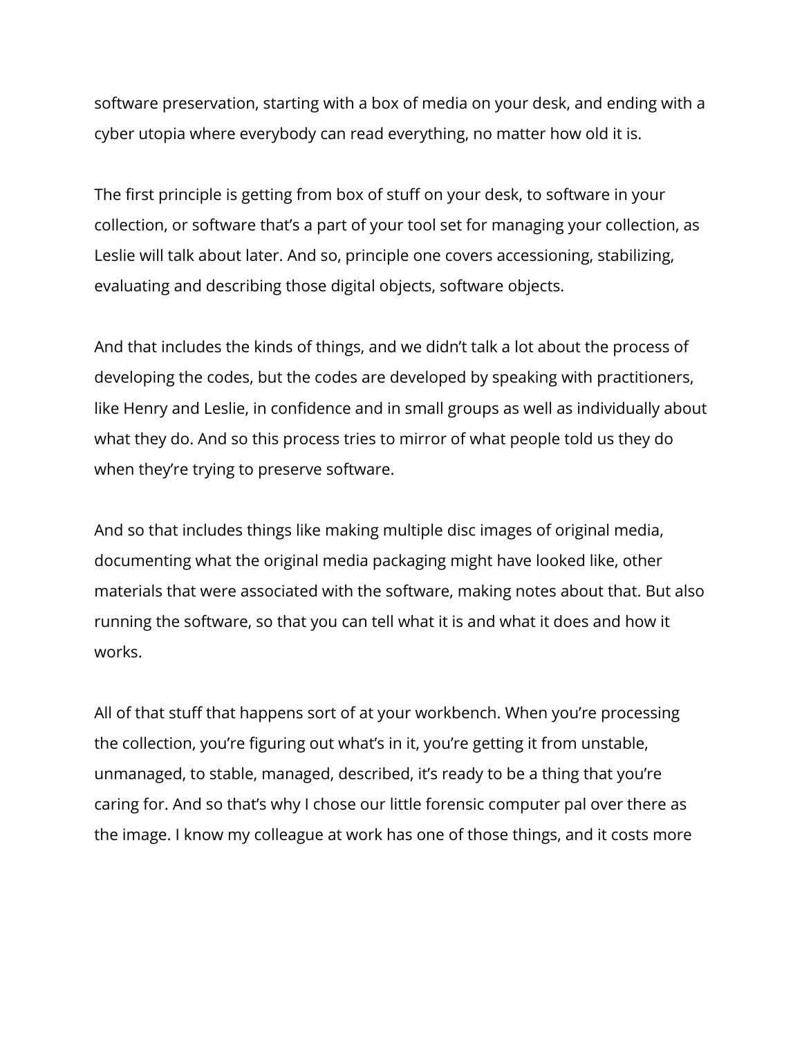software preservation, starting with a box of media on your desk, and ending with a cyber utopia where everybody can read everything, no matter how old it is.

The first principle is getting from box of stuff on your desk, to software in your collection, or software that's a part of your tool set for managing your collection, as Leslie will talk about later. And so, principle one covers accessioning, stabilizing, evaluating and describing those digital objects, software objects.

And that includes the kinds of things, and we didn't talk a lot about the process of developing the codes, but the codes are developed by speaking with practitioners, like Henry and Leslie, in confidence and in small groups as well as individually about what they do. And so this process tries to mirror of what people told us they do when they're trying to preserve software.

And so that includes things like making multiple disc images of original media, documenting what the original media packaging might have looked like, other materials that were associated with the software, making notes about that. But also running the software, so that you can tell what it is and what it does and how it works.

All of that stuff that happens sort of at your workbench. When you're processing the collection, you're figuring out what's in it, you're getting it from unstable, unmanaged, to stable, managed, described, it's ready to be a thing that you're caring for. And so that's why I chose our little forensic computer pal over there as the image. I know my colleague at work has one of those things, and it costs more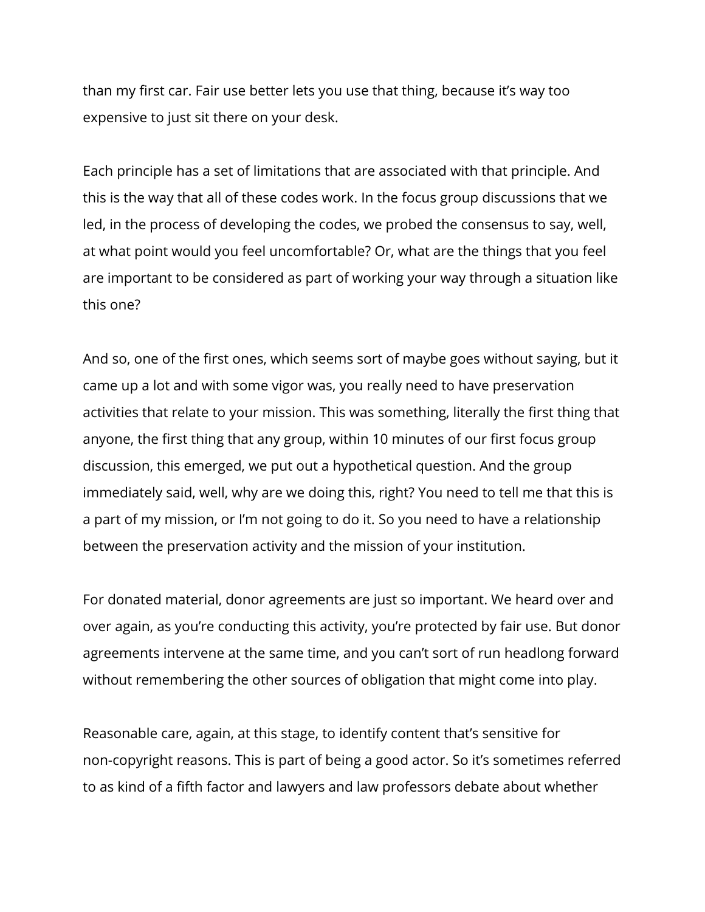than my first car. Fair use better lets you use that thing, because it's way too expensive to just sit there on your desk.

Each principle has a set of limitations that are associated with that principle. And this is the way that all of these codes work. In the focus group discussions that we led, in the process of developing the codes, we probed the consensus to say, well, at what point would you feel uncomfortable? Or, what are the things that you feel are important to be considered as part of working your way through a situation like this one?

And so, one of the first ones, which seems sort of maybe goes without saying, but it came up a lot and with some vigor was, you really need to have preservation activities that relate to your mission. This was something, literally the first thing that anyone, the first thing that any group, within 10 minutes of our first focus group discussion, this emerged, we put out a hypothetical question. And the group immediately said, well, why are we doing this, right? You need to tell me that this is a part of my mission, or I'm not going to do it. So you need to have a relationship between the preservation activity and the mission of your institution.

For donated material, donor agreements are just so important. We heard over and over again, as you're conducting this activity, you're protected by fair use. But donor agreements intervene at the same time, and you can't sort of run headlong forward without remembering the other sources of obligation that might come into play.

Reasonable care, again, at this stage, to identify content that's sensitive for non-copyright reasons. This is part of being a good actor. So it's sometimes referred to as kind of a fifth factor and lawyers and law professors debate about whether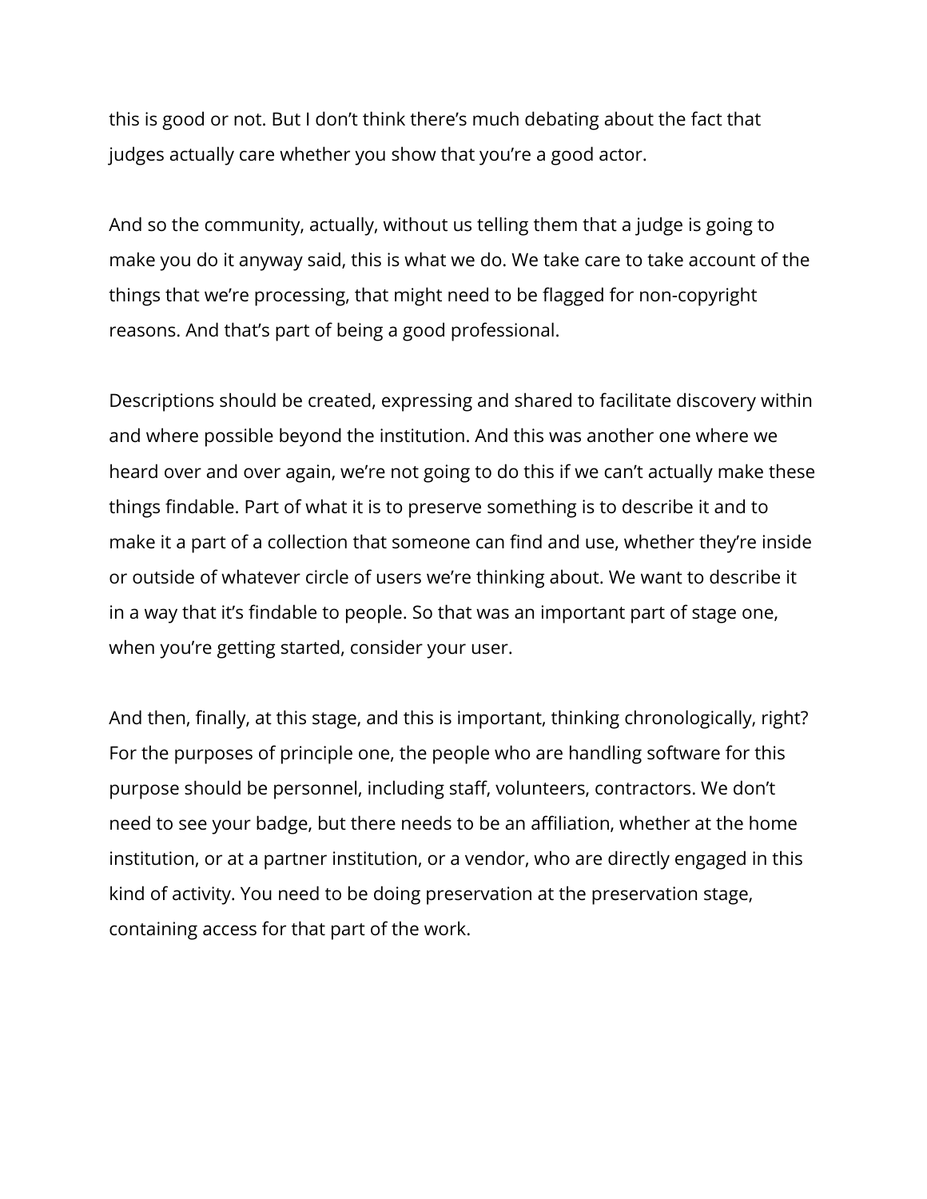this is good or not. But I don't think there's much debating about the fact that judges actually care whether you show that you're a good actor.

And so the community, actually, without us telling them that a judge is going to make you do it anyway said, this is what we do. We take care to take account of the things that we're processing, that might need to be flagged for non-copyright reasons. And that's part of being a good professional.

Descriptions should be created, expressing and shared to facilitate discovery within and where possible beyond the institution. And this was another one where we heard over and over again, we're not going to do this if we can't actually make these things findable. Part of what it is to preserve something is to describe it and to make it a part of a collection that someone can find and use, whether they're inside or outside of whatever circle of users we're thinking about. We want to describe it in a way that it's findable to people. So that was an important part of stage one, when you're getting started, consider your user.

And then, finally, at this stage, and this is important, thinking chronologically, right? For the purposes of principle one, the people who are handling software for this purpose should be personnel, including staff, volunteers, contractors. We don't need to see your badge, but there needs to be an affiliation, whether at the home institution, or at a partner institution, or a vendor, who are directly engaged in this kind of activity. You need to be doing preservation at the preservation stage, containing access for that part of the work.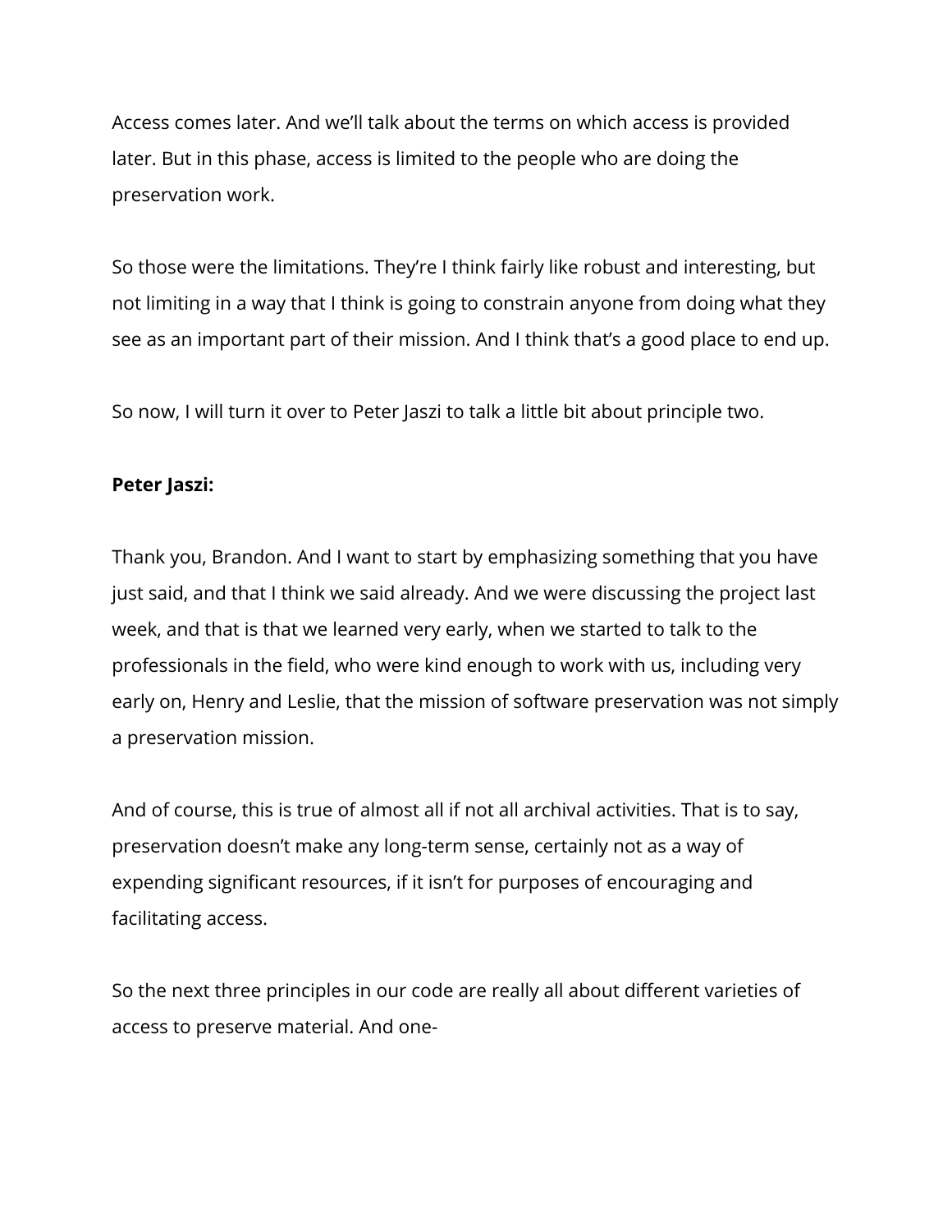Access comes later. And we'll talk about the terms on which access is provided later. But in this phase, access is limited to the people who are doing the preservation work.

So those were the limitations. They're I think fairly like robust and interesting, but not limiting in a way that I think is going to constrain anyone from doing what they see as an important part of their mission. And I think that's a good place to end up.

So now, I will turn it over to Peter Jaszi to talk a little bit about principle two.

**Peter Jaszi:**

Thank you, Brandon. And I want to start by emphasizing something that you have just said, and that I think we said already. And we were discussing the project last week, and that is that we learned very early, when we started to talk to the professionals in the field, who were kind enough to work with us, including very early on, Henry and Leslie, that the mission of software preservation was not simply a preservation mission.

And of course, this is true of almost all if not all archival activities. That is to say, preservation doesn't make any long-term sense, certainly not as a way of expending significant resources, if it isn't for purposes of encouraging and facilitating access.

So the next three principles in our code are really all about different varieties of access to preserve material. And one-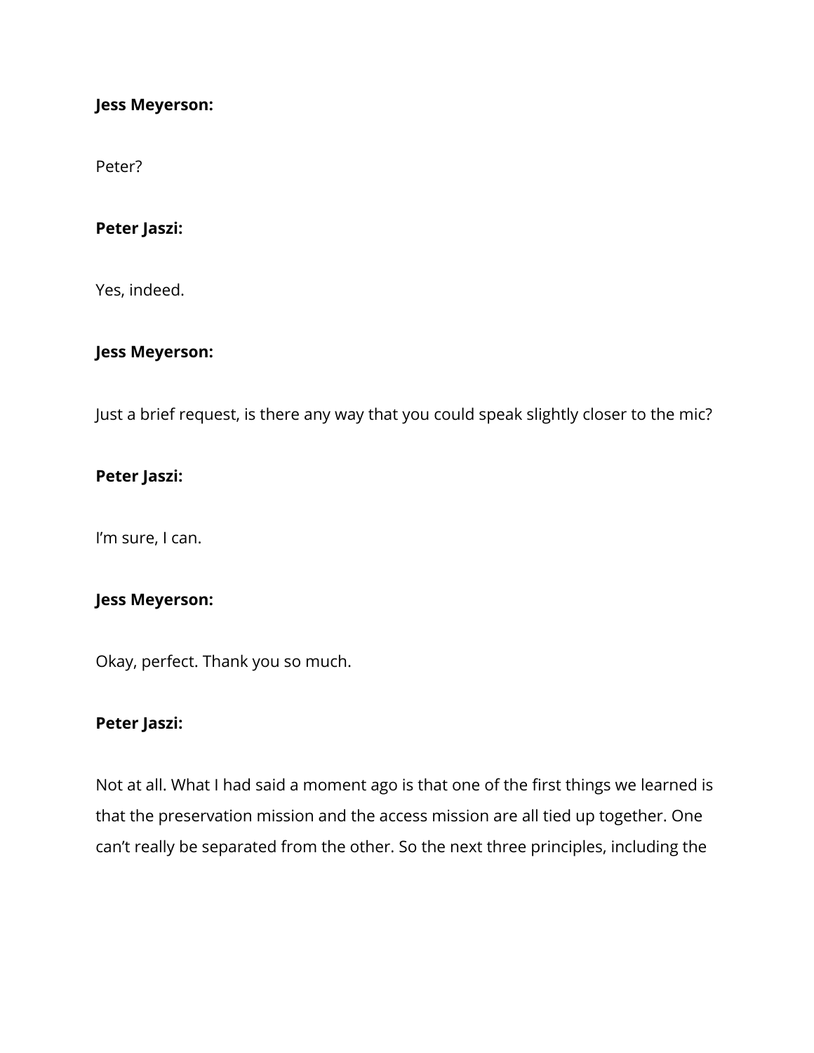**Jess Meyerson:**

Peter?

**Peter Jaszi:**

Yes, indeed.

**Jess Meyerson:**

Just a brief request, is there any way that you could speak slightly closer to the mic?

**Peter Jaszi:**

I'm sure, I can.

**Jess Meyerson:**

Okay, perfect. Thank you so much.

**Peter Jaszi:**

Not at all. What I had said a moment ago is that one of the first things we learned is that the preservation mission and the access mission are all tied up together. One can't really be separated from the other. So the next three principles, including the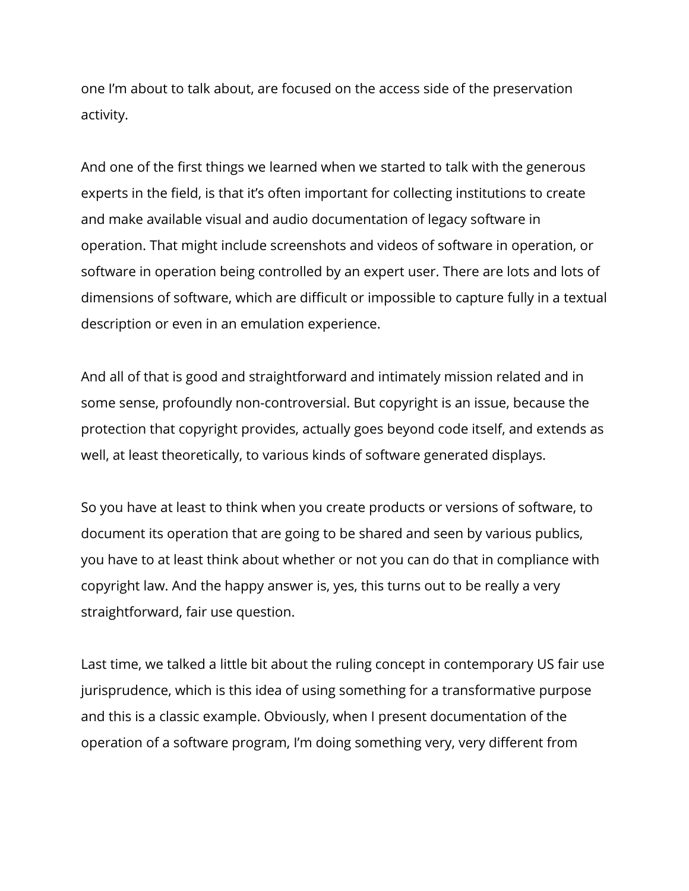one I'm about to talk about, are focused on the access side of the preservation activity.

And one of the first things we learned when we started to talk with the generous experts in the field, is that it's often important for collecting institutions to create and make available visual and audio documentation of legacy software in operation. That might include screenshots and videos of software in operation, or software in operation being controlled by an expert user. There are lots and lots of dimensions of software, which are difficult or impossible to capture fully in a textual description or even in an emulation experience.

And all of that is good and straightforward and intimately mission related and in some sense, profoundly non-controversial. But copyright is an issue, because the protection that copyright provides, actually goes beyond code itself, and extends as well, at least theoretically, to various kinds of software generated displays.

So you have at least to think when you create products or versions of software, to document its operation that are going to be shared and seen by various publics, you have to at least think about whether or not you can do that in compliance with copyright law. And the happy answer is, yes, this turns out to be really a very straightforward, fair use question.

Last time, we talked a little bit about the ruling concept in contemporary US fair use jurisprudence, which is this idea of using something for a transformative purpose and this is a classic example. Obviously, when I present documentation of the operation of a software program, I'm doing something very, very different from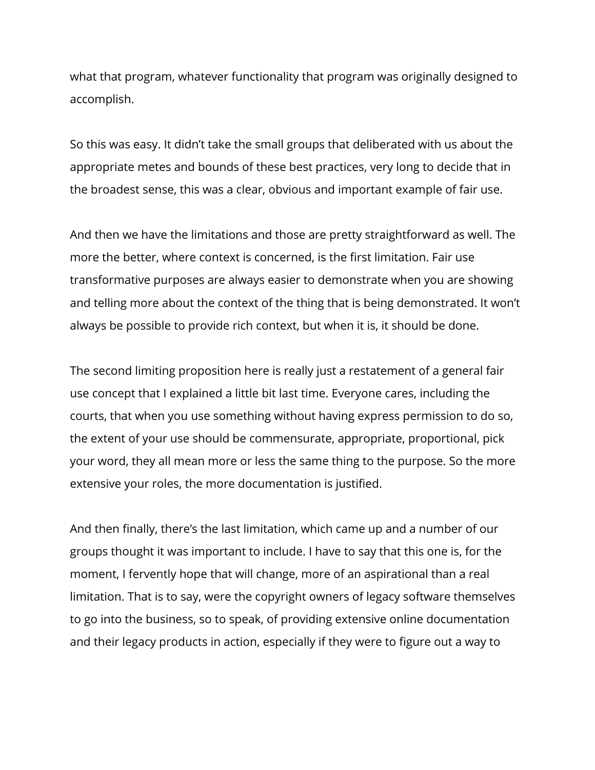what that program, whatever functionality that program was originally designed to accomplish.

So this was easy. It didn't take the small groups that deliberated with us about the appropriate metes and bounds of these best practices, very long to decide that in the broadest sense, this was a clear, obvious and important example of fair use.

And then we have the limitations and those are pretty straightforward as well. The more the better, where context is concerned, is the first limitation. Fair use transformative purposes are always easier to demonstrate when you are showing and telling more about the context of the thing that is being demonstrated. It won't always be possible to provide rich context, but when it is, it should be done.

The second limiting proposition here is really just a restatement of a general fair use concept that I explained a little bit last time. Everyone cares, including the courts, that when you use something without having express permission to do so, the extent of your use should be commensurate, appropriate, proportional, pick your word, they all mean more or less the same thing to the purpose. So the more extensive your roles, the more documentation is justified.

And then finally, there's the last limitation, which came up and a number of our groups thought it was important to include. I have to say that this one is, for the moment, I fervently hope that will change, more of an aspirational than a real limitation. That is to say, were the copyright owners of legacy software themselves to go into the business, so to speak, of providing extensive online documentation and their legacy products in action, especially if they were to figure out a way to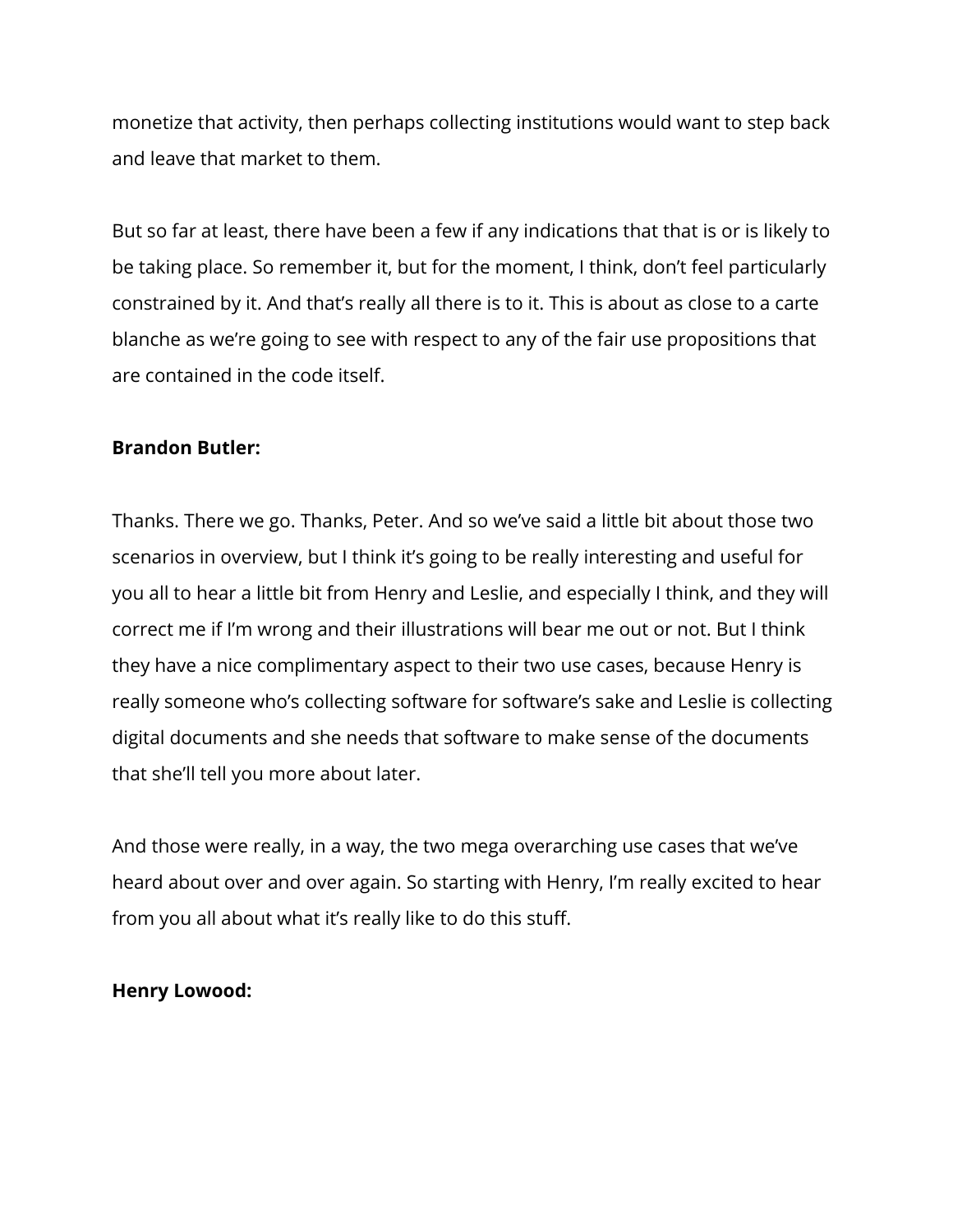monetize that activity, then perhaps collecting institutions would want to step back and leave that market to them.

But so far at least, there have been a few if any indications that that is or is likely to be taking place. So remember it, but for the moment, I think, don't feel particularly constrained by it. And that's really all there is to it. This is about as close to a carte blanche as we're going to see with respect to any of the fair use propositions that are contained in the code itself.

**Brandon Butler:**

Thanks. There we go. Thanks, Peter. And so we've said a little bit about those two scenarios in overview, but I think it's going to be really interesting and useful for you all to hear a little bit from Henry and Leslie, and especially I think, and they will correct me if I'm wrong and their illustrations will bear me out or not. But I think they have a nice complimentary aspect to their two use cases, because Henry is really someone who's collecting software for software's sake and Leslie is collecting digital documents and she needs that software to make sense of the documents that she'll tell you more about later.

And those were really, in a way, the two mega overarching use cases that we've heard about over and over again. So starting with Henry, I'm really excited to hear from you all about what it's really like to do this stuff.

**Henry Lowood:**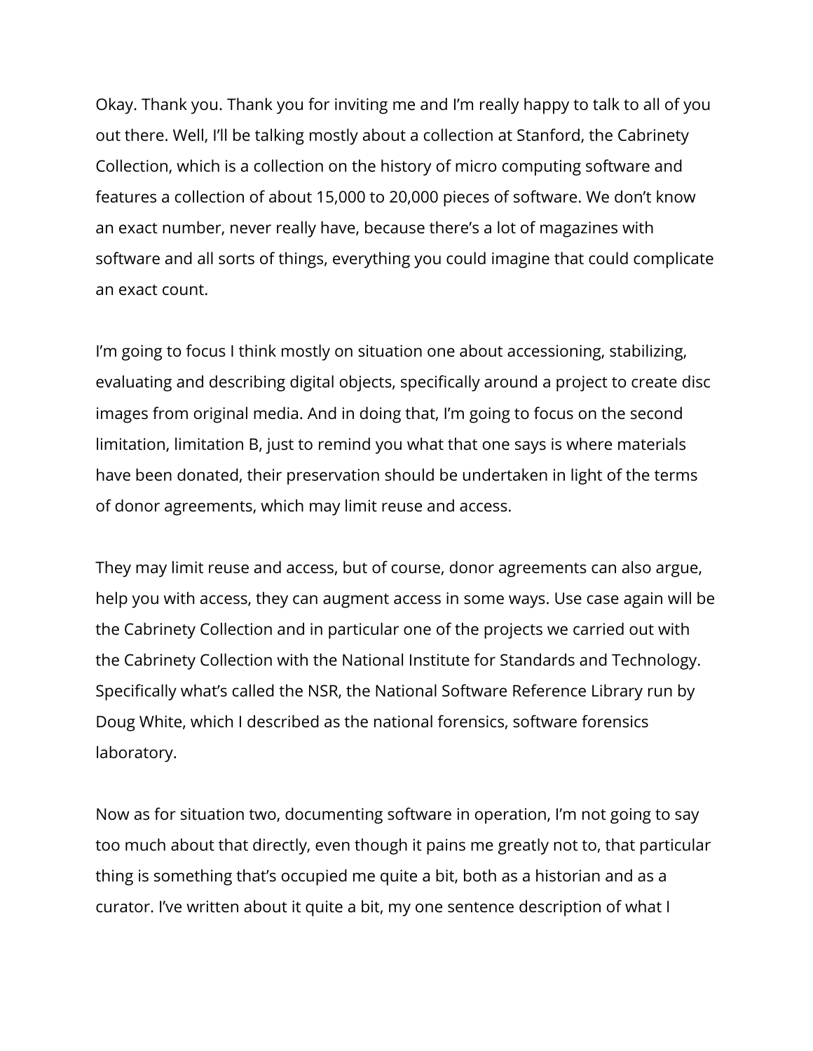Okay. Thank you. Thank you for inviting me and I'm really happy to talk to all of you out there. Well, I'll be talking mostly about a collection at Stanford, the Cabrinety Collection, which is a collection on the history of micro computing software and features a collection of about 15,000 to 20,000 pieces of software. We don't know an exact number, never really have, because there's a lot of magazines with software and all sorts of things, everything you could imagine that could complicate an exact count.

I'm going to focus I think mostly on situation one about accessioning, stabilizing, evaluating and describing digital objects, specifically around a project to create disc images from original media. And in doing that, I'm going to focus on the second limitation, limitation B, just to remind you what that one says is where materials have been donated, their preservation should be undertaken in light of the terms of donor agreements, which may limit reuse and access.

They may limit reuse and access, but of course, donor agreements can also argue, help you with access, they can augment access in some ways. Use case again will be the Cabrinety Collection and in particular one of the projects we carried out with the Cabrinety Collection with the National Institute for Standards and Technology. Specifically what's called the NSR, the National Software Reference Library run by Doug White, which I described as the national forensics, software forensics laboratory.

Now as for situation two, documenting software in operation, I'm not going to say too much about that directly, even though it pains me greatly not to, that particular thing is something that's occupied me quite a bit, both as a historian and as a curator. I've written about it quite a bit, my one sentence description of what I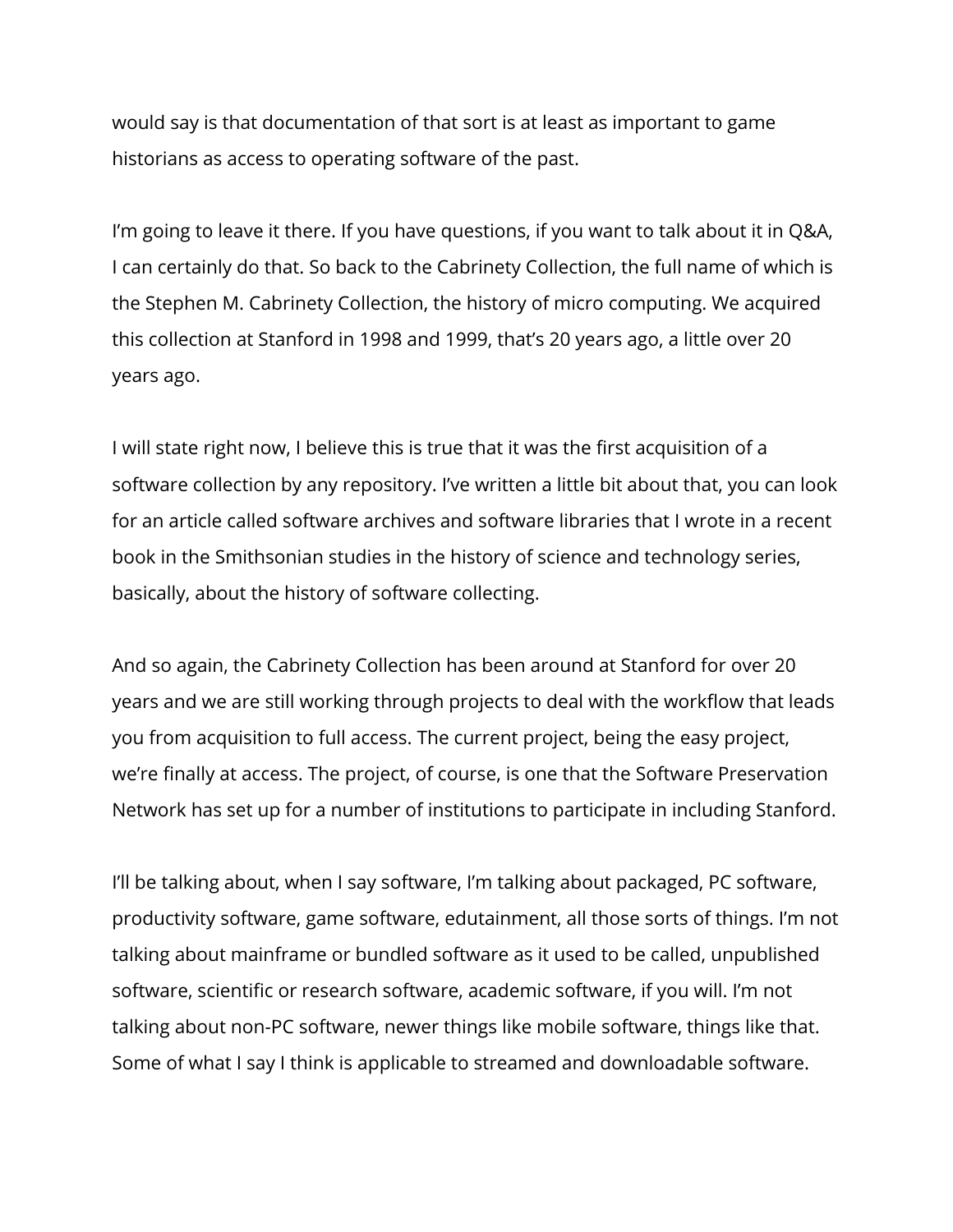would say is that documentation of that sort is at least as important to game historians as access to operating software of the past.

I'm going to leave it there. If you have questions, if you want to talk about it in Q&A, I can certainly do that. So back to the Cabrinety Collection, the full name of which is the Stephen M. Cabrinety Collection, the history of micro computing. We acquired this collection at Stanford in 1998 and 1999, that's 20 years ago, a little over 20 years ago.

I will state right now, I believe this is true that it was the first acquisition of a software collection by any repository. I've written a little bit about that, you can look for an article called software archives and software libraries that I wrote in a recent book in the Smithsonian studies in the history of science and technology series, basically, about the history of software collecting.

And so again, the Cabrinety Collection has been around at Stanford for over 20 years and we are still working through projects to deal with the workflow that leads you from acquisition to full access. The current project, being the easy project, we're finally at access. The project, of course, is one that the Software Preservation Network has set up for a number of institutions to participate in including Stanford.

I'll be talking about, when I say software, I'm talking about packaged, PC software, productivity software, game software, edutainment, all those sorts of things. I'm not talking about mainframe or bundled software as it used to be called, unpublished software, scientific or research software, academic software, if you will. I'm not talking about non-PC software, newer things like mobile software, things like that. Some of what I say I think is applicable to streamed and downloadable software.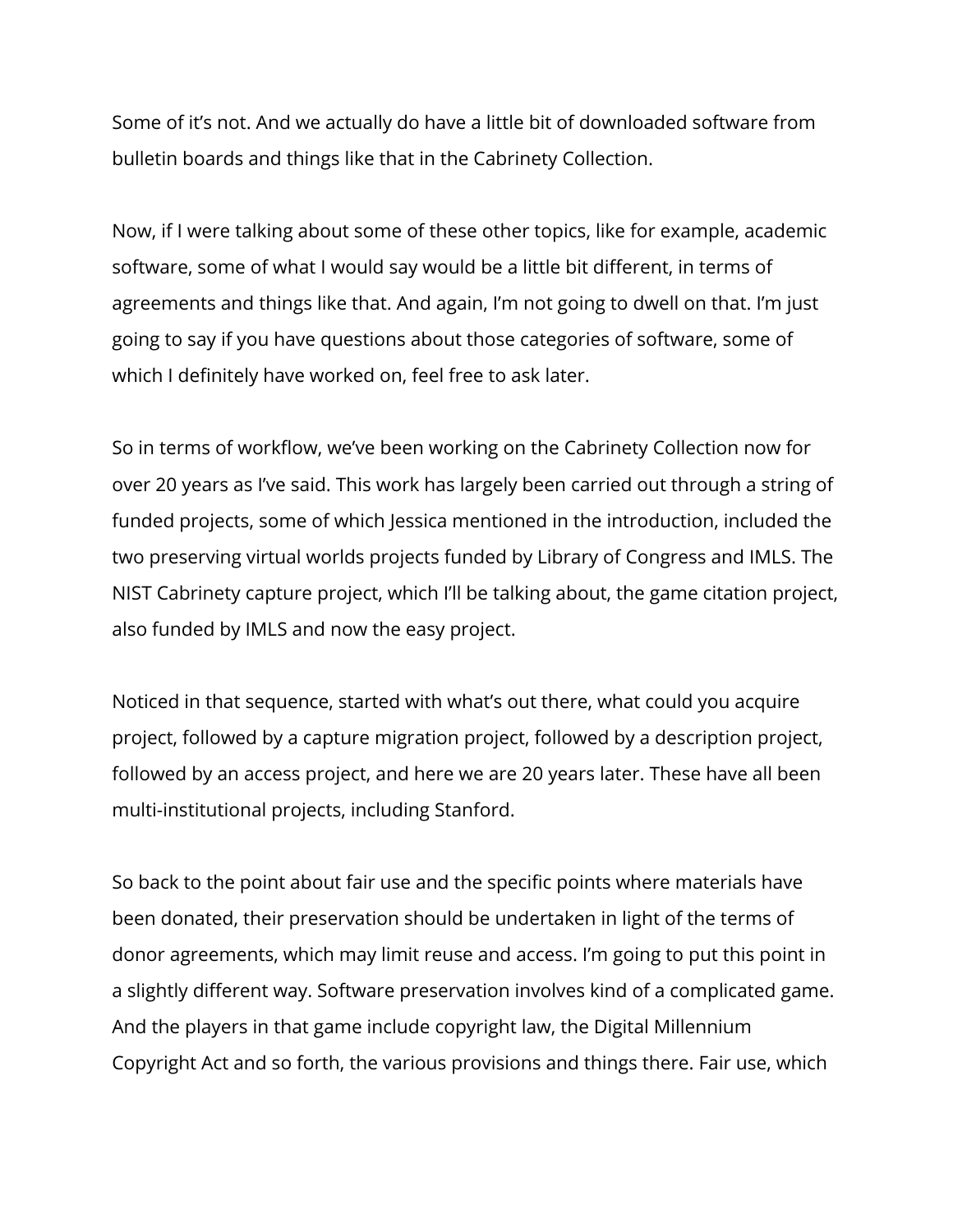Some of it's not. And we actually do have a little bit of downloaded software from bulletin boards and things like that in the Cabrinety Collection.

Now, if I were talking about some of these other topics, like for example, academic software, some of what I would say would be a little bit different, in terms of agreements and things like that. And again, I'm not going to dwell on that. I'm just going to say if you have questions about those categories of software, some of which I definitely have worked on, feel free to ask later.

So in terms of workflow, we've been working on the Cabrinety Collection now for over 20 years as I've said. This work has largely been carried out through a string of funded projects, some of which Jessica mentioned in the introduction, included the two preserving virtual worlds projects funded by Library of Congress and IMLS. The NIST Cabrinety capture project, which I'll be talking about, the game citation project, also funded by IMLS and now the easy project.

Noticed in that sequence, started with what's out there, what could you acquire project, followed by a capture migration project, followed by a description project, followed by an access project, and here we are 20 years later. These have all been multi-institutional projects, including Stanford.

So back to the point about fair use and the specific points where materials have been donated, their preservation should be undertaken in light of the terms of donor agreements, which may limit reuse and access. I'm going to put this point in a slightly different way. Software preservation involves kind of a complicated game. And the players in that game include copyright law, the Digital Millennium Copyright Act and so forth, the various provisions and things there. Fair use, which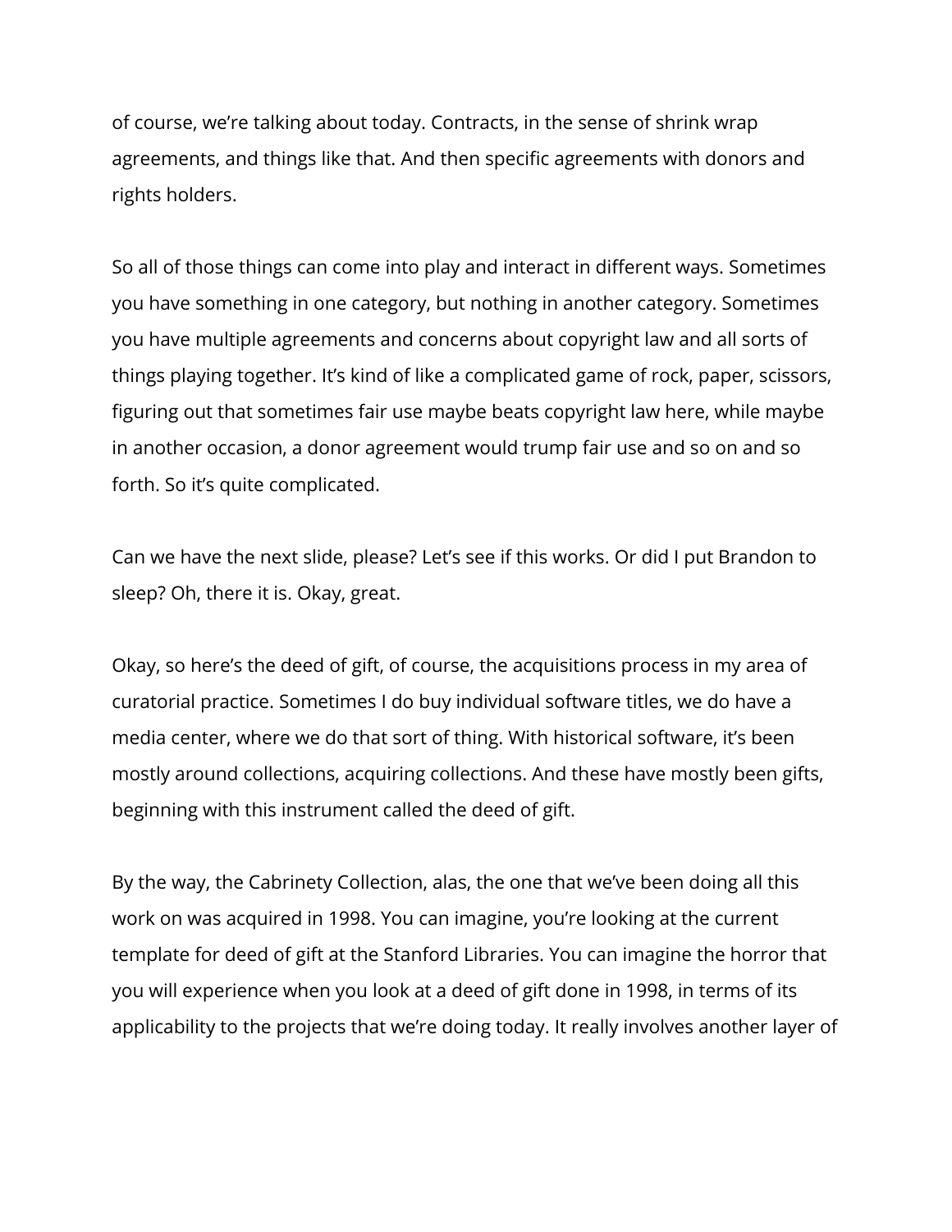of course, we’re talking about today. Contracts, in the sense of shrink wrap agreements, and things like that. And then specific agreements with donors and rights holders.

So all of those things can come into play and interact in different ways. Sometimes you have something in one category, but nothing in another category. Sometimes you have multiple agreements and concerns about copyright law and all sorts of things playing together. It’s kind of like a complicated game of rock, paper, scissors, figuring out that sometimes fair use maybe beats copyright law here, while maybe in another occasion, a donor agreement would trump fair use and so on and so forth. So it’s quite complicated.

Can we have the next slide, please? Let’s see if this works. Or did I put Brandon to sleep? Oh, there it is. Okay, great.

Okay, so here’s the deed of gift, of course, the acquisitions process in my area of curatorial practice. Sometimes I do buy individual software titles, we do have a media center, where we do that sort of thing. With historical software, it’s been mostly around collections, acquiring collections. And these have mostly been gifts, beginning with this instrument called the deed of gift.

By the way, the Cabrinety Collection, alas, the one that we’ve been doing all this work on was acquired in 1998. You can imagine, you’re looking at the current template for deed of gift at the Stanford Libraries. You can imagine the horror that you will experience when you look at a deed of gift done in 1998, in terms of its applicability to the projects that we’re doing today. It really involves another layer of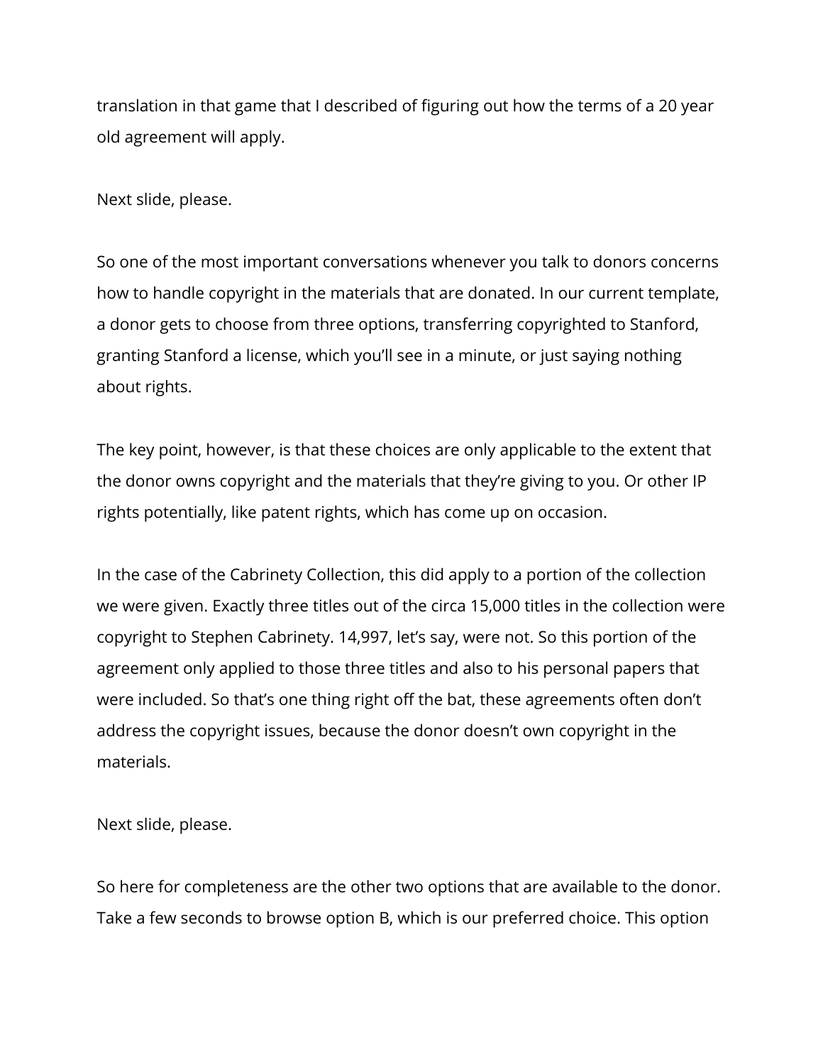translation in that game that I described of figuring out how the terms of a 20 year old agreement will apply.

Next slide, please.

So one of the most important conversations whenever you talk to donors concerns how to handle copyright in the materials that are donated. In our current template, a donor gets to choose from three options, transferring copyrighted to Stanford, granting Stanford a license, which you'll see in a minute, or just saying nothing about rights.

The key point, however, is that these choices are only applicable to the extent that the donor owns copyright and the materials that they're giving to you. Or other IP rights potentially, like patent rights, which has come up on occasion.

In the case of the Cabrinety Collection, this did apply to a portion of the collection we were given. Exactly three titles out of the circa 15,000 titles in the collection were copyright to Stephen Cabrinety. 14,997, let's say, were not. So this portion of the agreement only applied to those three titles and also to his personal papers that were included. So that's one thing right off the bat, these agreements often don't address the copyright issues, because the donor doesn't own copyright in the materials.

Next slide, please.

So here for completeness are the other two options that are available to the donor. Take a few seconds to browse option B, which is our preferred choice. This option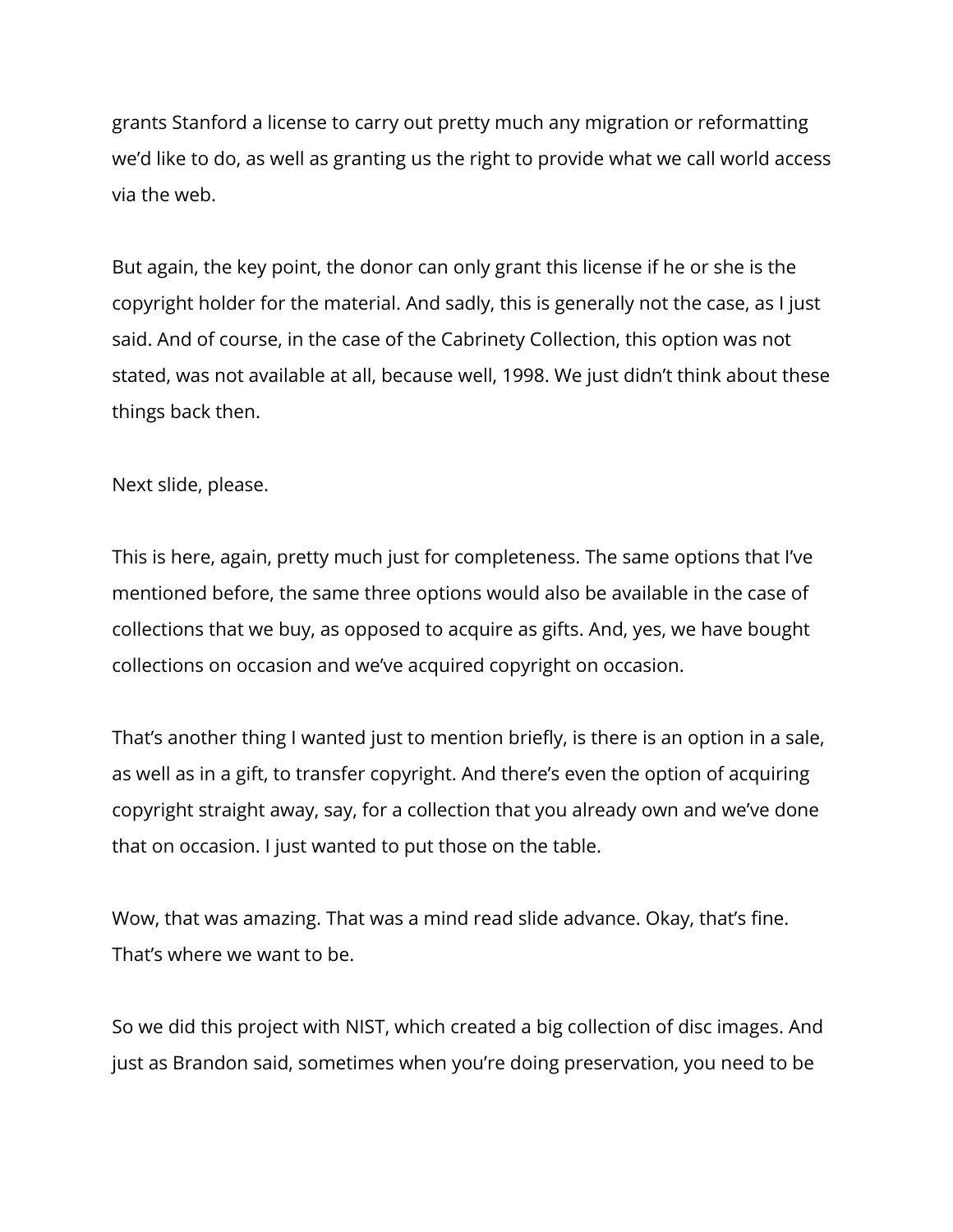grants Stanford a license to carry out pretty much any migration or reformatting we'd like to do, as well as granting us the right to provide what we call world access via the web.

But again, the key point, the donor can only grant this license if he or she is the copyright holder for the material. And sadly, this is generally not the case, as I just said. And of course, in the case of the Cabrinety Collection, this option was not stated, was not available at all, because well, 1998. We just didn't think about these things back then.

Next slide, please.

This is here, again, pretty much just for completeness. The same options that I've mentioned before, the same three options would also be available in the case of collections that we buy, as opposed to acquire as gifts. And, yes, we have bought collections on occasion and we've acquired copyright on occasion.

That's another thing I wanted just to mention briefly, is there is an option in a sale, as well as in a gift, to transfer copyright. And there's even the option of acquiring copyright straight away, say, for a collection that you already own and we've done that on occasion. I just wanted to put those on the table.

Wow, that was amazing. That was a mind read slide advance. Okay, that's fine. That's where we want to be.

So we did this project with NIST, which created a big collection of disc images. And just as Brandon said, sometimes when you're doing preservation, you need to be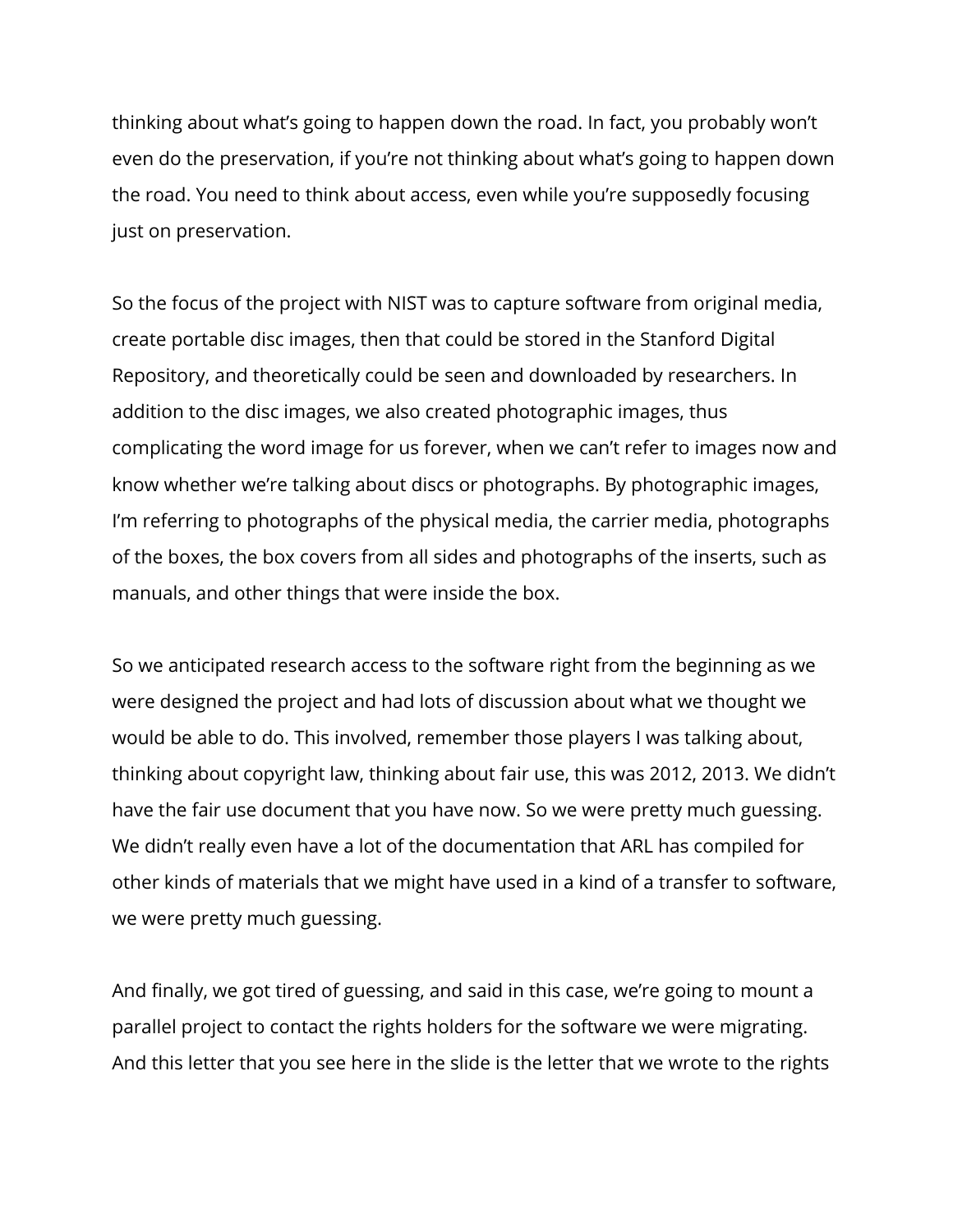thinking about what's going to happen down the road. In fact, you probably won't even do the preservation, if you're not thinking about what's going to happen down the road. You need to think about access, even while you're supposedly focusing just on preservation.

So the focus of the project with NIST was to capture software from original media, create portable disc images, then that could be stored in the Stanford Digital Repository, and theoretically could be seen and downloaded by researchers. In addition to the disc images, we also created photographic images, thus complicating the word image for us forever, when we can't refer to images now and know whether we're talking about discs or photographs. By photographic images, I'm referring to photographs of the physical media, the carrier media, photographs of the boxes, the box covers from all sides and photographs of the inserts, such as manuals, and other things that were inside the box.

So we anticipated research access to the software right from the beginning as we were designed the project and had lots of discussion about what we thought we would be able to do. This involved, remember those players I was talking about, thinking about copyright law, thinking about fair use, this was 2012, 2013. We didn't have the fair use document that you have now. So we were pretty much guessing. We didn't really even have a lot of the documentation that ARL has compiled for other kinds of materials that we might have used in a kind of a transfer to software, we were pretty much guessing.

And finally, we got tired of guessing, and said in this case, we're going to mount a parallel project to contact the rights holders for the software we were migrating. And this letter that you see here in the slide is the letter that we wrote to the rights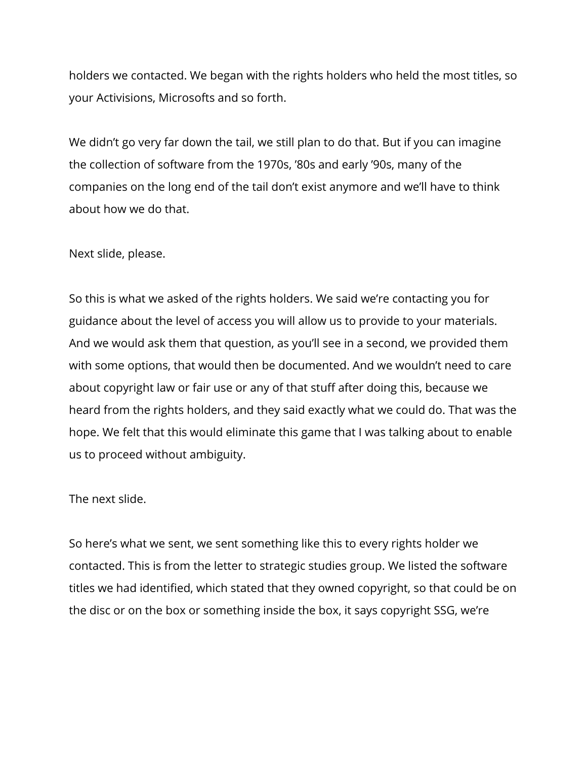holders we contacted. We began with the rights holders who held the most titles, so your Activisions, Microsofts and so forth.

We didn't go very far down the tail, we still plan to do that. But if you can imagine the collection of software from the 1970s, '80s and early '90s, many of the companies on the long end of the tail don't exist anymore and we'll have to think about how we do that.

Next slide, please.

So this is what we asked of the rights holders. We said we're contacting you for guidance about the level of access you will allow us to provide to your materials. And we would ask them that question, as you'll see in a second, we provided them with some options, that would then be documented. And we wouldn't need to care about copyright law or fair use or any of that stuff after doing this, because we heard from the rights holders, and they said exactly what we could do. That was the hope. We felt that this would eliminate this game that I was talking about to enable us to proceed without ambiguity.

The next slide.

So here's what we sent, we sent something like this to every rights holder we contacted. This is from the letter to strategic studies group. We listed the software titles we had identified, which stated that they owned copyright, so that could be on the disc or on the box or something inside the box, it says copyright SSG, we're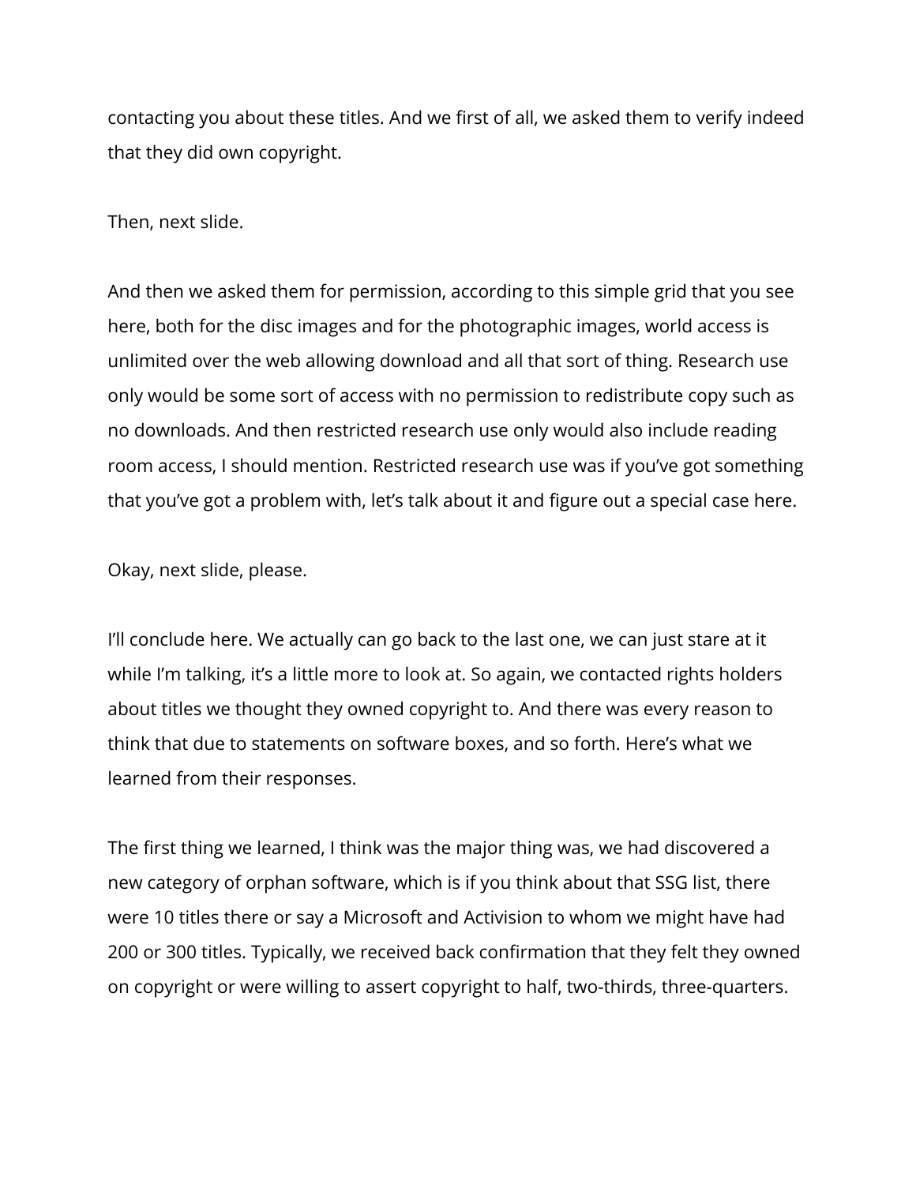contacting you about these titles. And we first of all, we asked them to verify indeed that they did own copyright.

Then, next slide.

And then we asked them for permission, according to this simple grid that you see here, both for the disc images and for the photographic images, world access is unlimited over the web allowing download and all that sort of thing. Research use only would be some sort of access with no permission to redistribute copy such as no downloads. And then restricted research use only would also include reading room access, I should mention. Restricted research use was if you've got something that you've got a problem with, let's talk about it and figure out a special case here.

Okay, next slide, please.

I'll conclude here. We actually can go back to the last one, we can just stare at it while I'm talking, it's a little more to look at. So again, we contacted rights holders about titles we thought they owned copyright to. And there was every reason to think that due to statements on software boxes, and so forth. Here's what we learned from their responses.

The first thing we learned, I think was the major thing was, we had discovered a new category of orphan software, which is if you think about that SSG list, there were 10 titles there or say a Microsoft and Activision to whom we might have had 200 or 300 titles. Typically, we received back confirmation that they felt they owned on copyright or were willing to assert copyright to half, two-thirds, three-quarters.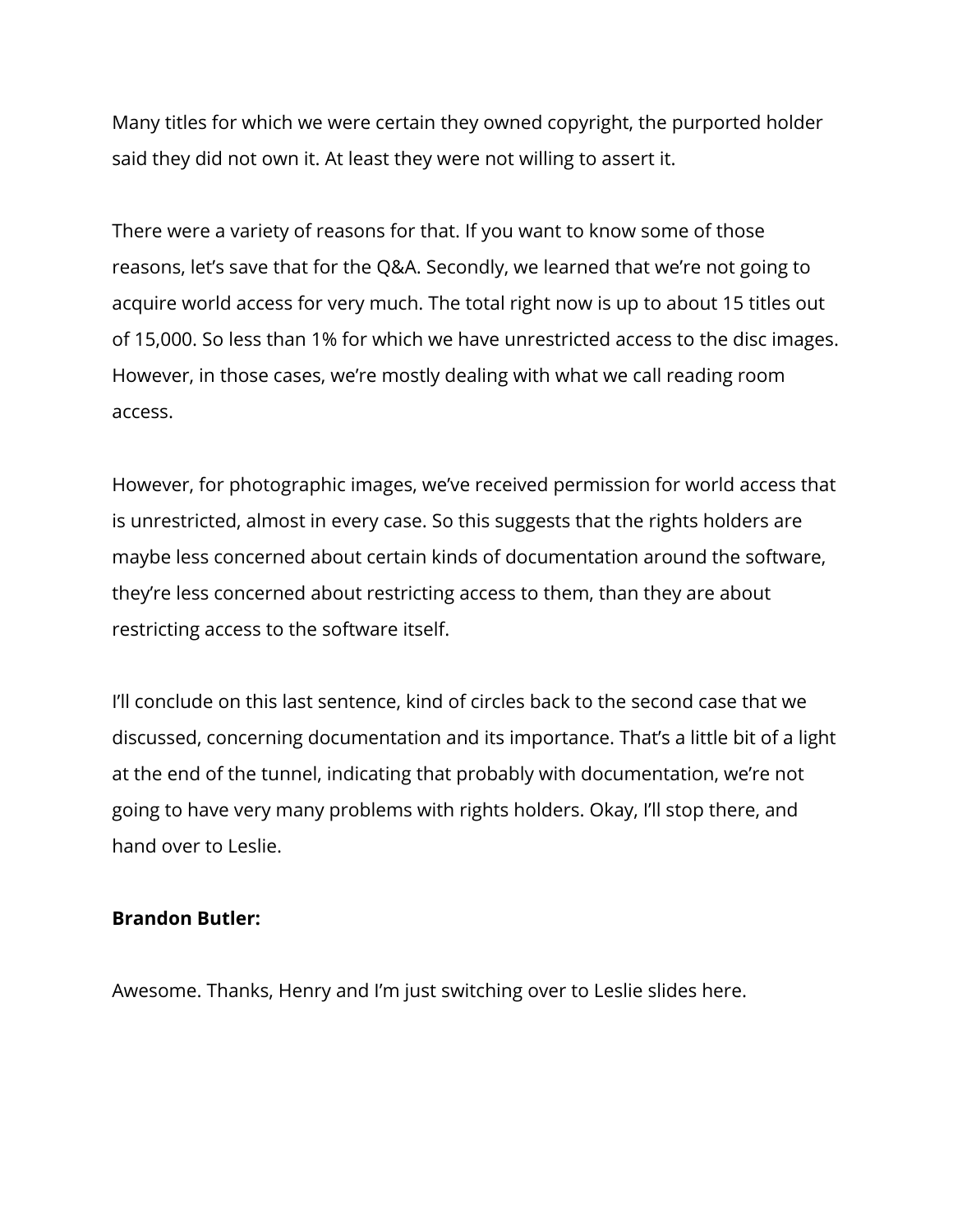Many titles for which we were certain they owned copyright, the purported holder said they did not own it. At least they were not willing to assert it.

There were a variety of reasons for that. If you want to know some of those reasons, let's save that for the Q&A. Secondly, we learned that we're not going to acquire world access for very much. The total right now is up to about 15 titles out of 15,000. So less than 1% for which we have unrestricted access to the disc images. However, in those cases, we're mostly dealing with what we call reading room access.

However, for photographic images, we've received permission for world access that is unrestricted, almost in every case. So this suggests that the rights holders are maybe less concerned about certain kinds of documentation around the software, they're less concerned about restricting access to them, than they are about restricting access to the software itself.

I'll conclude on this last sentence, kind of circles back to the second case that we discussed, concerning documentation and its importance. That's a little bit of a light at the end of the tunnel, indicating that probably with documentation, we're not going to have very many problems with rights holders. Okay, I'll stop there, and hand over to Leslie.

**Brandon Butler:**

Awesome. Thanks, Henry and I'm just switching over to Leslie slides here.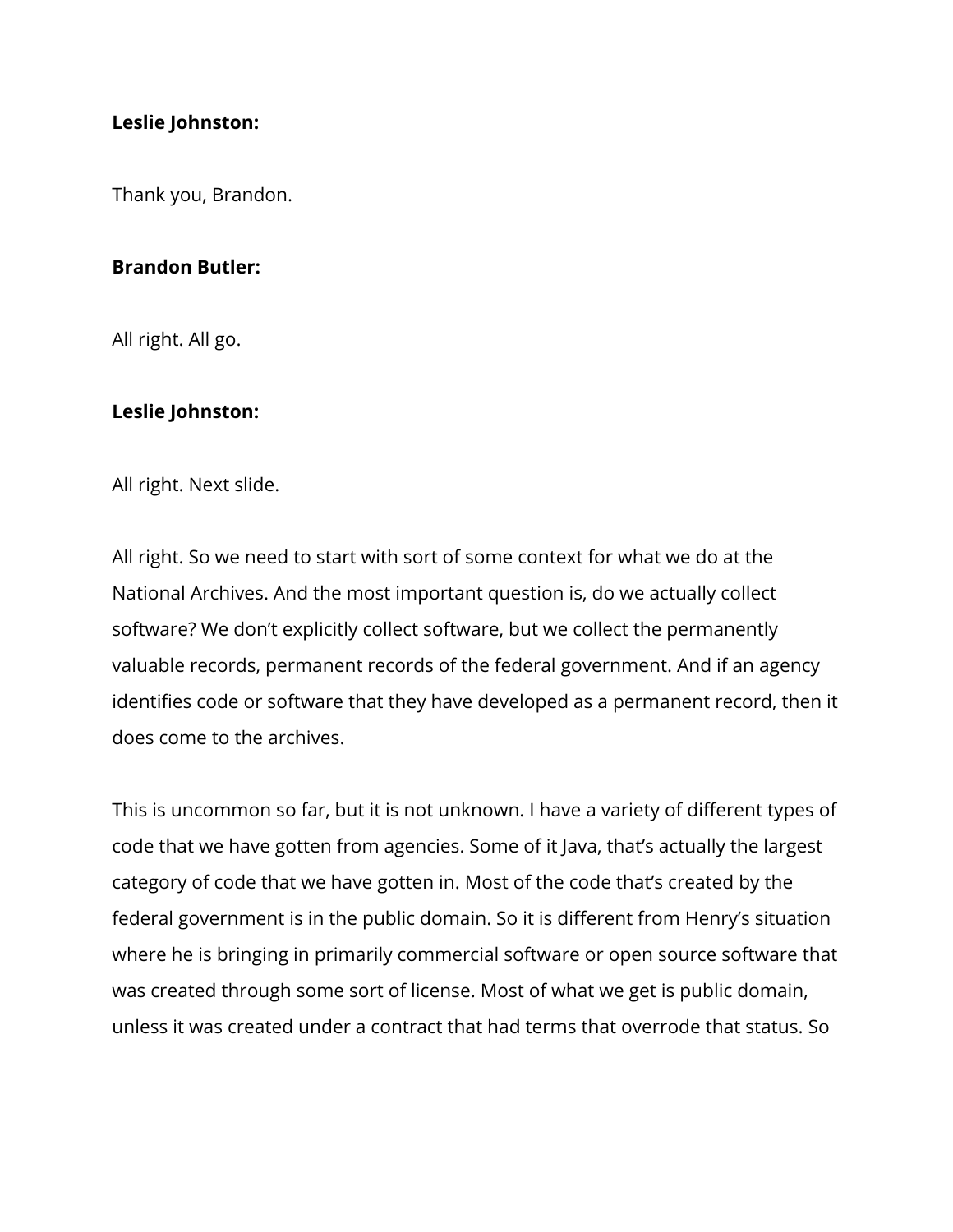**Leslie Johnston:**

Thank you, Brandon.

**Brandon Butler:**

All right. All go.

**Leslie Johnston:**

All right. Next slide.

All right. So we need to start with sort of some context for what we do at the National Archives. And the most important question is, do we actually collect software? We don't explicitly collect software, but we collect the permanently valuable records, permanent records of the federal government. And if an agency identifies code or software that they have developed as a permanent record, then it does come to the archives.

This is uncommon so far, but it is not unknown. I have a variety of different types of code that we have gotten from agencies. Some of it Java, that's actually the largest category of code that we have gotten in. Most of the code that's created by the federal government is in the public domain. So it is different from Henry's situation where he is bringing in primarily commercial software or open source software that was created through some sort of license. Most of what we get is public domain, unless it was created under a contract that had terms that overrode that status. So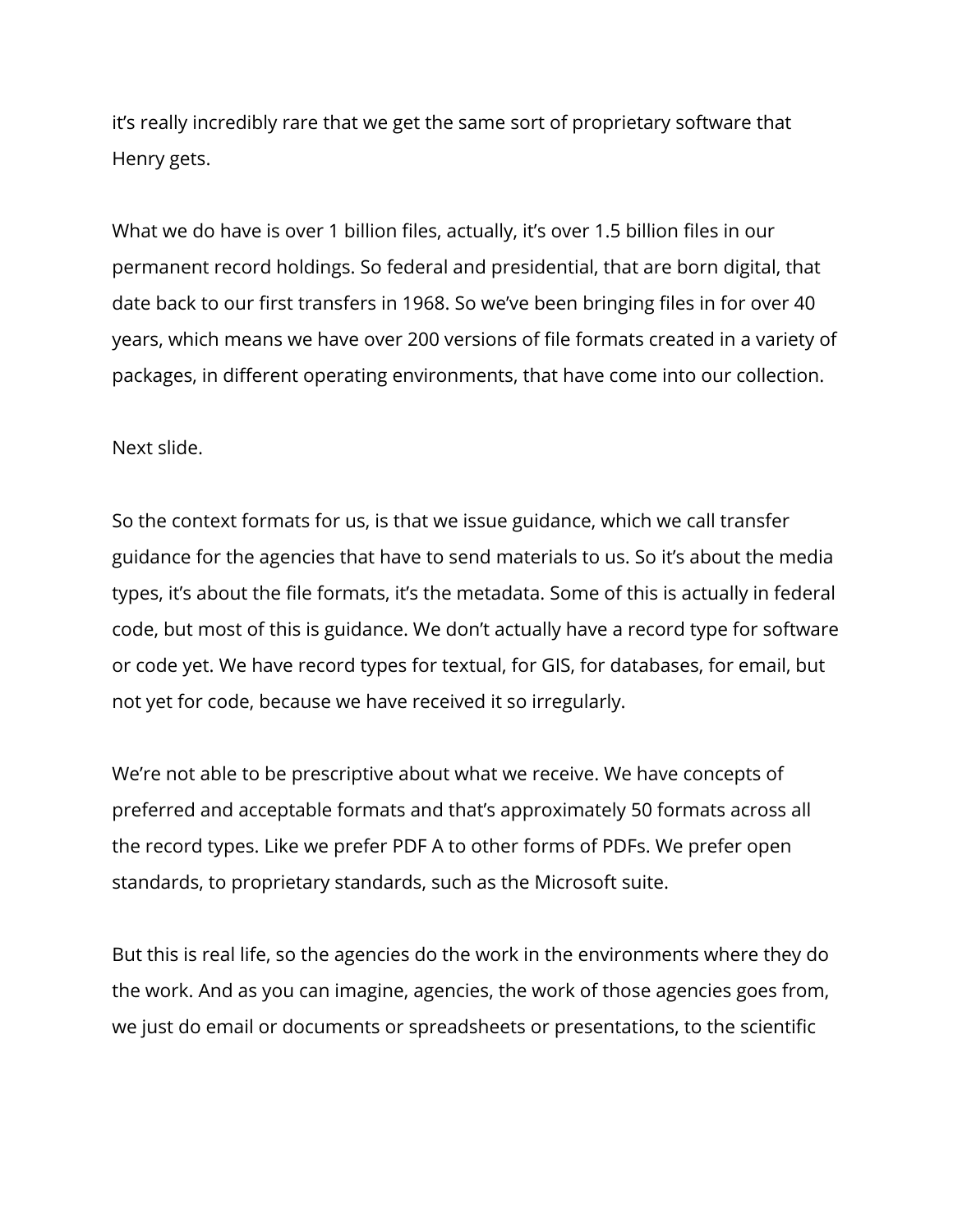it's really incredibly rare that we get the same sort of proprietary software that Henry gets.

What we do have is over 1 billion files, actually, it's over 1.5 billion files in our permanent record holdings. So federal and presidential, that are born digital, that date back to our first transfers in 1968. So we've been bringing files in for over 40 years, which means we have over 200 versions of file formats created in a variety of packages, in different operating environments, that have come into our collection.

Next slide.

So the context formats for us, is that we issue guidance, which we call transfer guidance for the agencies that have to send materials to us. So it's about the media types, it's about the file formats, it's the metadata. Some of this is actually in federal code, but most of this is guidance. We don't actually have a record type for software or code yet. We have record types for textual, for GIS, for databases, for email, but not yet for code, because we have received it so irregularly.

We're not able to be prescriptive about what we receive. We have concepts of preferred and acceptable formats and that's approximately 50 formats across all the record types. Like we prefer PDF A to other forms of PDFs. We prefer open standards, to proprietary standards, such as the Microsoft suite.

But this is real life, so the agencies do the work in the environments where they do the work. And as you can imagine, agencies, the work of those agencies goes from, we just do email or documents or spreadsheets or presentations, to the scientific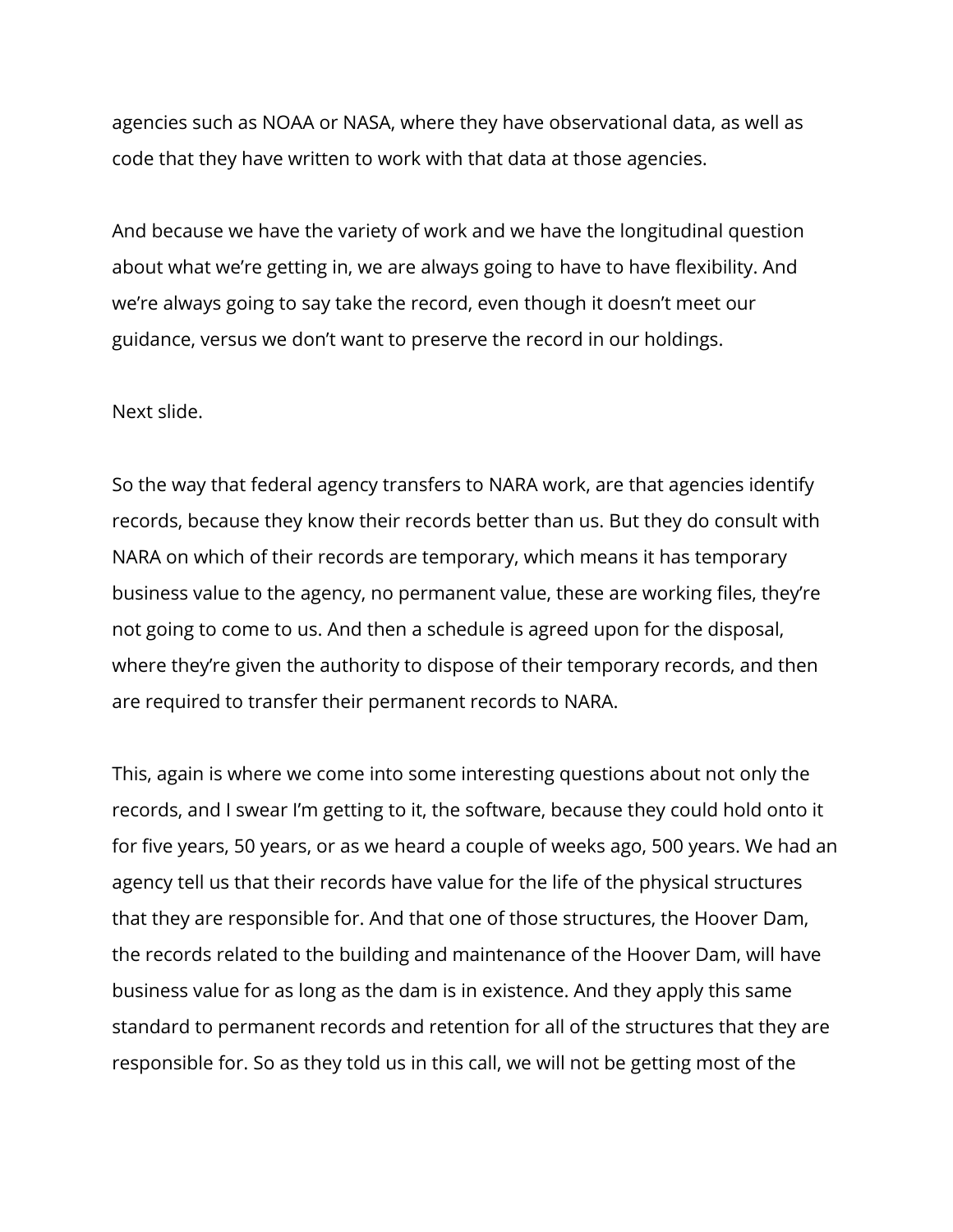agencies such as NOAA or NASA, where they have observational data, as well as code that they have written to work with that data at those agencies.

And because we have the variety of work and we have the longitudinal question about what we're getting in, we are always going to have to have flexibility. And we're always going to say take the record, even though it doesn't meet our guidance, versus we don't want to preserve the record in our holdings.

Next slide.

So the way that federal agency transfers to NARA work, are that agencies identify records, because they know their records better than us. But they do consult with NARA on which of their records are temporary, which means it has temporary business value to the agency, no permanent value, these are working files, they're not going to come to us. And then a schedule is agreed upon for the disposal, where they're given the authority to dispose of their temporary records, and then are required to transfer their permanent records to NARA.

This, again is where we come into some interesting questions about not only the records, and I swear I'm getting to it, the software, because they could hold onto it for five years, 50 years, or as we heard a couple of weeks ago, 500 years. We had an agency tell us that their records have value for the life of the physical structures that they are responsible for. And that one of those structures, the Hoover Dam, the records related to the building and maintenance of the Hoover Dam, will have business value for as long as the dam is in existence. And they apply this same standard to permanent records and retention for all of the structures that they are responsible for. So as they told us in this call, we will not be getting most of the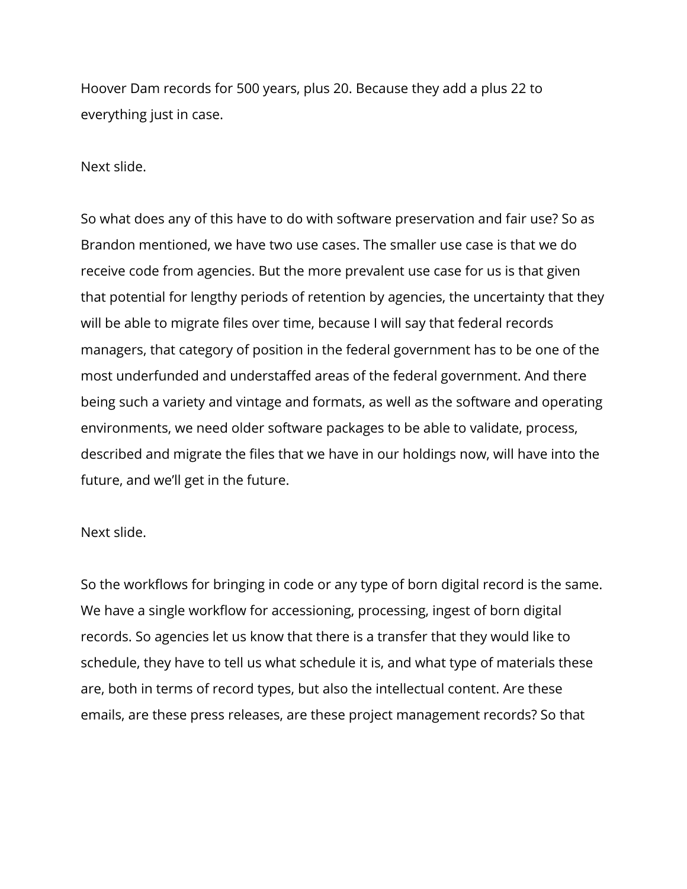Hoover Dam records for 500 years, plus 20. Because they add a plus 22 to everything just in case.

Next slide.

So what does any of this have to do with software preservation and fair use? So as Brandon mentioned, we have two use cases. The smaller use case is that we do receive code from agencies. But the more prevalent use case for us is that given that potential for lengthy periods of retention by agencies, the uncertainty that they will be able to migrate files over time, because I will say that federal records managers, that category of position in the federal government has to be one of the most underfunded and understaffed areas of the federal government. And there being such a variety and vintage and formats, as well as the software and operating environments, we need older software packages to be able to validate, process, described and migrate the files that we have in our holdings now, will have into the future, and we'll get in the future.

Next slide.

So the workflows for bringing in code or any type of born digital record is the same. We have a single workflow for accessioning, processing, ingest of born digital records. So agencies let us know that there is a transfer that they would like to schedule, they have to tell us what schedule it is, and what type of materials these are, both in terms of record types, but also the intellectual content. Are these emails, are these press releases, are these project management records? So that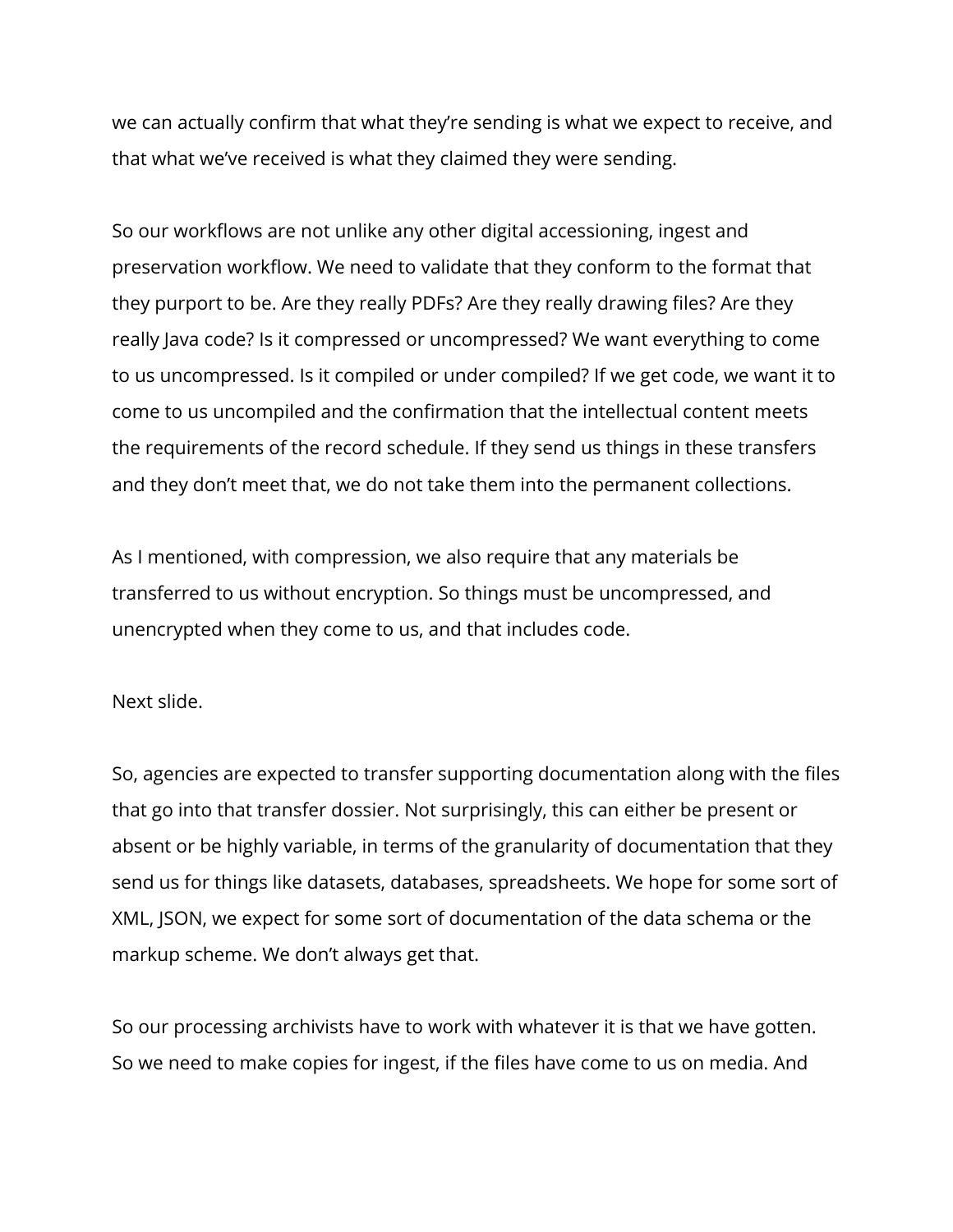we can actually confirm that what they're sending is what we expect to receive, and that what we've received is what they claimed they were sending.

So our workflows are not unlike any other digital accessioning, ingest and preservation workflow. We need to validate that they conform to the format that they purport to be. Are they really PDFs? Are they really drawing files? Are they really Java code? Is it compressed or uncompressed? We want everything to come to us uncompressed. Is it compiled or under compiled? If we get code, we want it to come to us uncompiled and the confirmation that the intellectual content meets the requirements of the record schedule. If they send us things in these transfers and they don't meet that, we do not take them into the permanent collections.

As I mentioned, with compression, we also require that any materials be transferred to us without encryption. So things must be uncompressed, and unencrypted when they come to us, and that includes code.

Next slide.

So, agencies are expected to transfer supporting documentation along with the files that go into that transfer dossier. Not surprisingly, this can either be present or absent or be highly variable, in terms of the granularity of documentation that they send us for things like datasets, databases, spreadsheets. We hope for some sort of XML, JSON, we expect for some sort of documentation of the data schema or the markup scheme. We don't always get that.

So our processing archivists have to work with whatever it is that we have gotten. So we need to make copies for ingest, if the files have come to us on media. And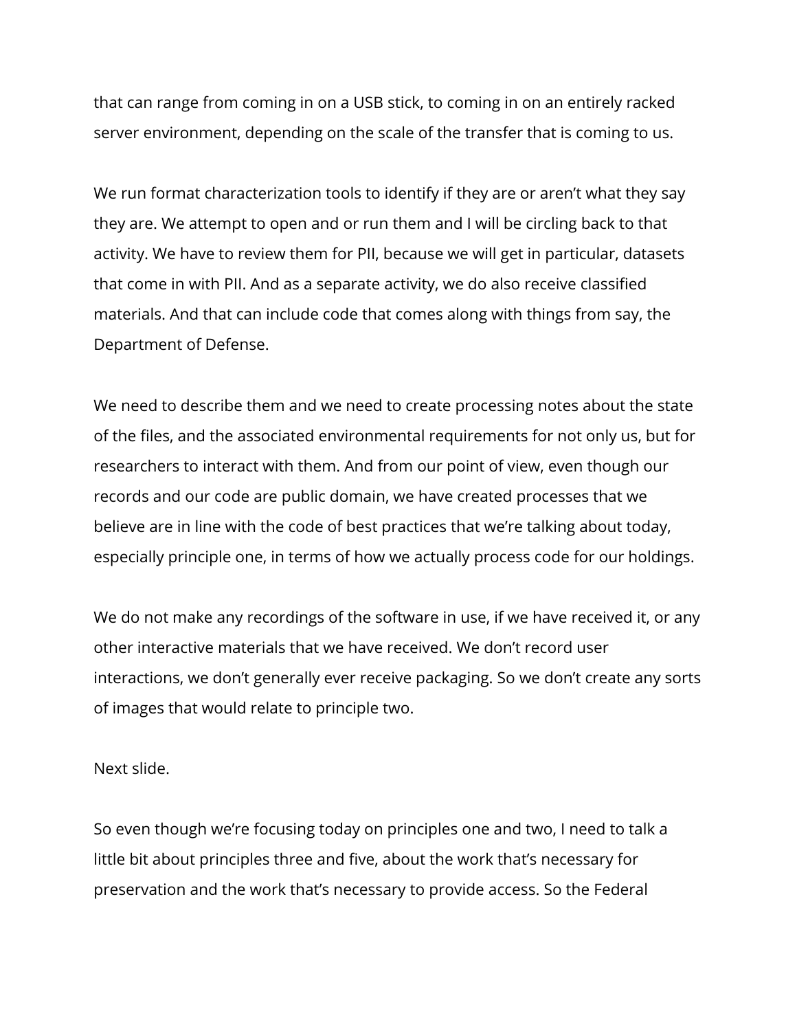that can range from coming in on a USB stick, to coming in on an entirely racked server environment, depending on the scale of the transfer that is coming to us.

We run format characterization tools to identify if they are or aren't what they say they are. We attempt to open and or run them and I will be circling back to that activity. We have to review them for PII, because we will get in particular, datasets that come in with PII. And as a separate activity, we do also receive classified materials. And that can include code that comes along with things from say, the Department of Defense.

We need to describe them and we need to create processing notes about the state of the files, and the associated environmental requirements for not only us, but for researchers to interact with them. And from our point of view, even though our records and our code are public domain, we have created processes that we believe are in line with the code of best practices that we're talking about today, especially principle one, in terms of how we actually process code for our holdings.

We do not make any recordings of the software in use, if we have received it, or any other interactive materials that we have received. We don't record user interactions, we don't generally ever receive packaging. So we don't create any sorts of images that would relate to principle two.

Next slide.

So even though we're focusing today on principles one and two, I need to talk a little bit about principles three and five, about the work that's necessary for preservation and the work that's necessary to provide access. So the Federal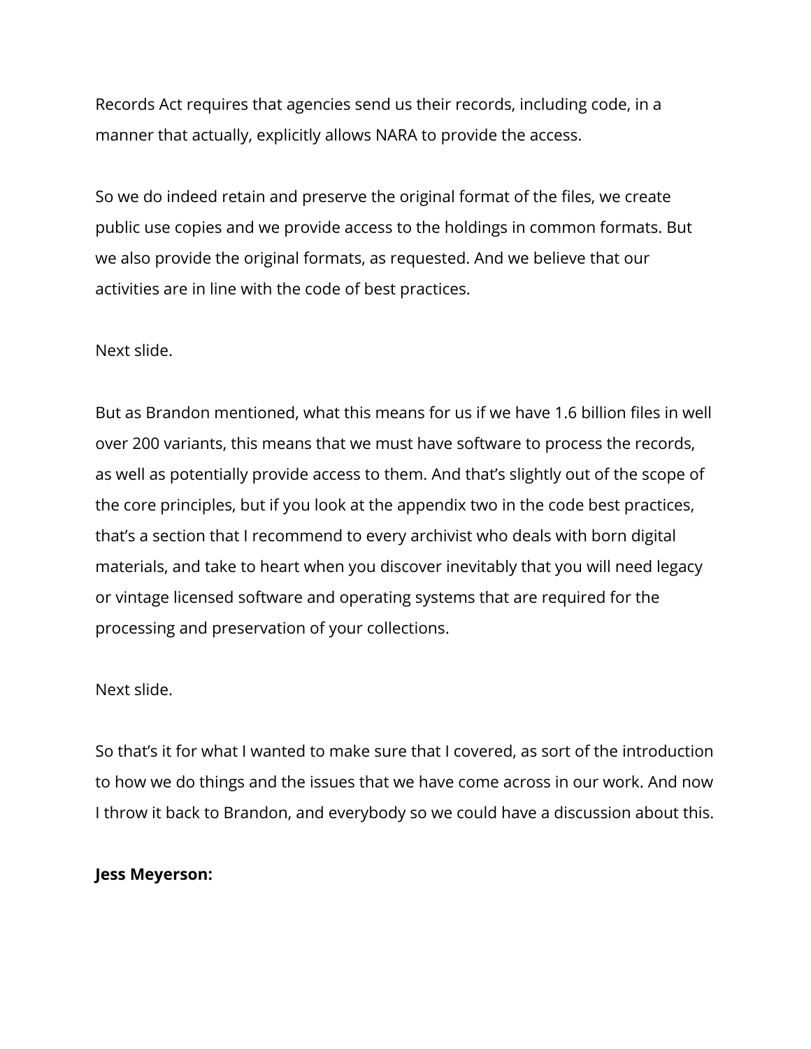Records Act requires that agencies send us their records, including code, in a manner that actually, explicitly allows NARA to provide the access.

So we do indeed retain and preserve the original format of the files, we create public use copies and we provide access to the holdings in common formats. But we also provide the original formats, as requested. And we believe that our activities are in line with the code of best practices.

Next slide.

But as Brandon mentioned, what this means for us if we have 1.6 billion files in well over 200 variants, this means that we must have software to process the records, as well as potentially provide access to them. And that's slightly out of the scope of the core principles, but if you look at the appendix two in the code best practices, that's a section that I recommend to every archivist who deals with born digital materials, and take to heart when you discover inevitably that you will need legacy or vintage licensed software and operating systems that are required for the processing and preservation of your collections.

Next slide.

So that's it for what I wanted to make sure that I covered, as sort of the introduction to how we do things and the issues that we have come across in our work. And now I throw it back to Brandon, and everybody so we could have a discussion about this.

**Jess Meyerson:**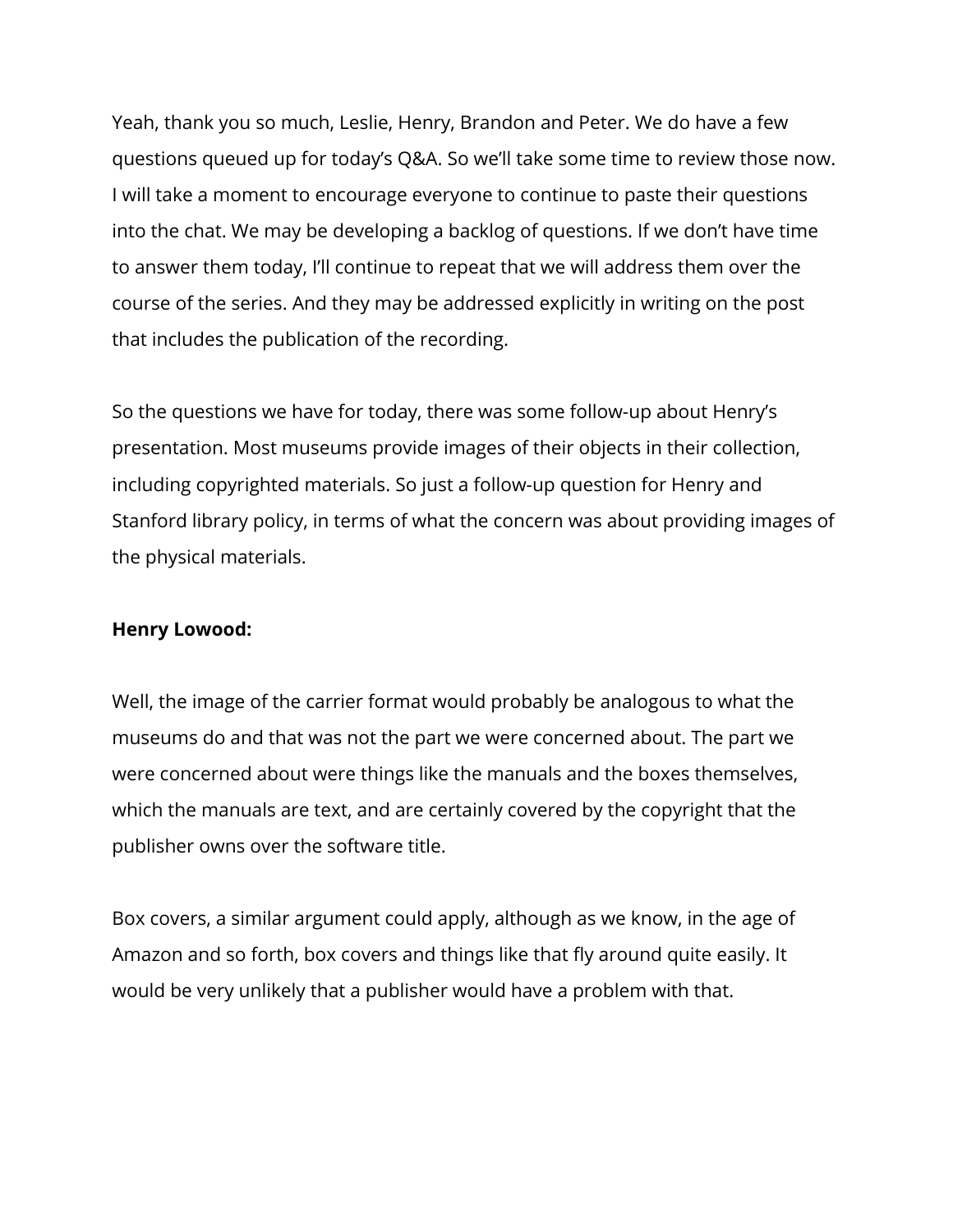Yeah, thank you so much, Leslie, Henry, Brandon and Peter. We do have a few questions queued up for today's Q&A. So we'll take some time to review those now. I will take a moment to encourage everyone to continue to paste their questions into the chat. We may be developing a backlog of questions. If we don't have time to answer them today, I'll continue to repeat that we will address them over the course of the series. And they may be addressed explicitly in writing on the post that includes the publication of the recording.

So the questions we have for today, there was some follow-up about Henry's presentation. Most museums provide images of their objects in their collection, including copyrighted materials. So just a follow-up question for Henry and Stanford library policy, in terms of what the concern was about providing images of the physical materials.

**Henry Lowood:**

Well, the image of the carrier format would probably be analogous to what the museums do and that was not the part we were concerned about. The part we were concerned about were things like the manuals and the boxes themselves, which the manuals are text, and are certainly covered by the copyright that the publisher owns over the software title.

Box covers, a similar argument could apply, although as we know, in the age of Amazon and so forth, box covers and things like that fly around quite easily. It would be very unlikely that a publisher would have a problem with that.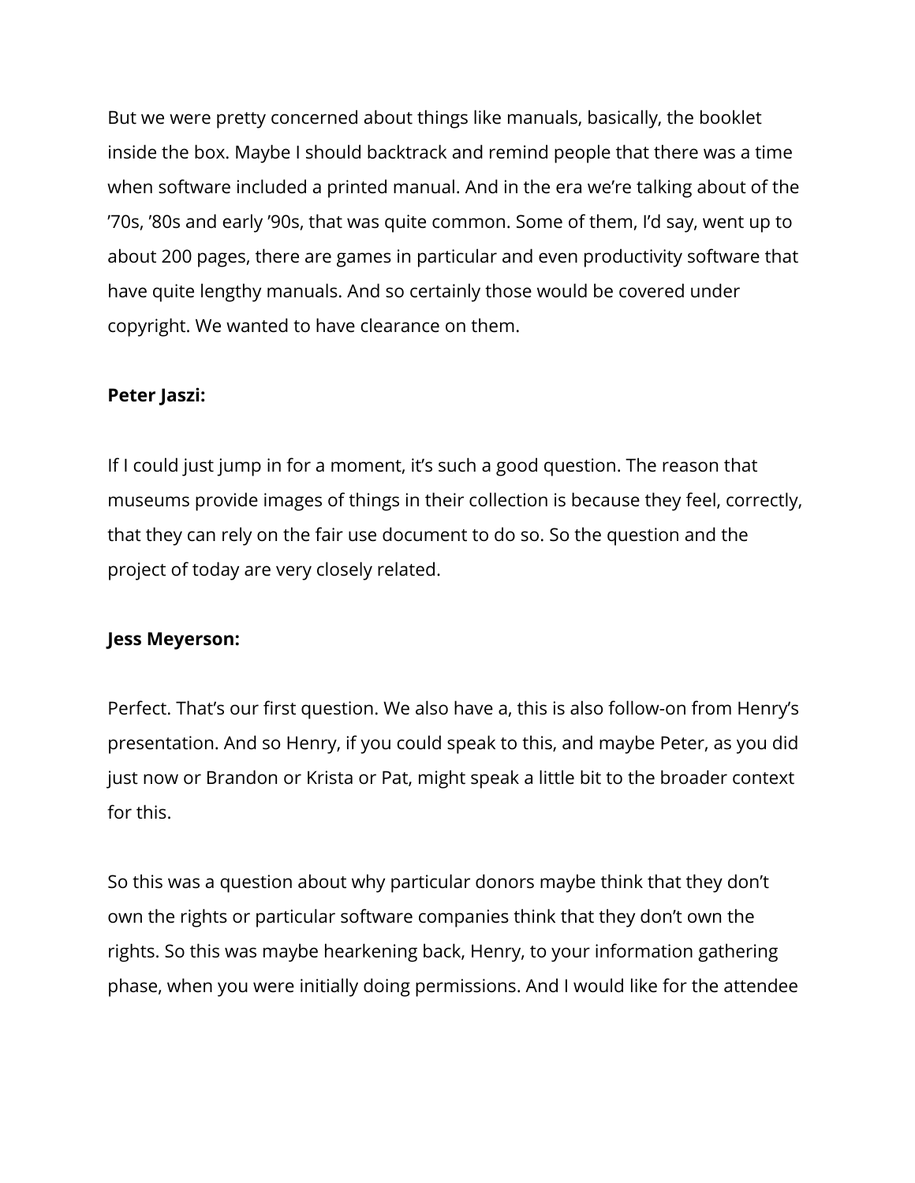But we were pretty concerned about things like manuals, basically, the booklet inside the box. Maybe I should backtrack and remind people that there was a time when software included a printed manual. And in the era we're talking about of the '70s, '80s and early '90s, that was quite common. Some of them, I'd say, went up to about 200 pages, there are games in particular and even productivity software that have quite lengthy manuals. And so certainly those would be covered under copyright. We wanted to have clearance on them.

**Peter Jaszi:**

If I could just jump in for a moment, it's such a good question. The reason that museums provide images of things in their collection is because they feel, correctly, that they can rely on the fair use document to do so. So the question and the project of today are very closely related.

**Jess Meyerson:**

Perfect. That's our first question. We also have a, this is also follow-on from Henry's presentation. And so Henry, if you could speak to this, and maybe Peter, as you did just now or Brandon or Krista or Pat, might speak a little bit to the broader context for this.

So this was a question about why particular donors maybe think that they don't own the rights or particular software companies think that they don't own the rights. So this was maybe hearkening back, Henry, to your information gathering phase, when you were initially doing permissions. And I would like for the attendee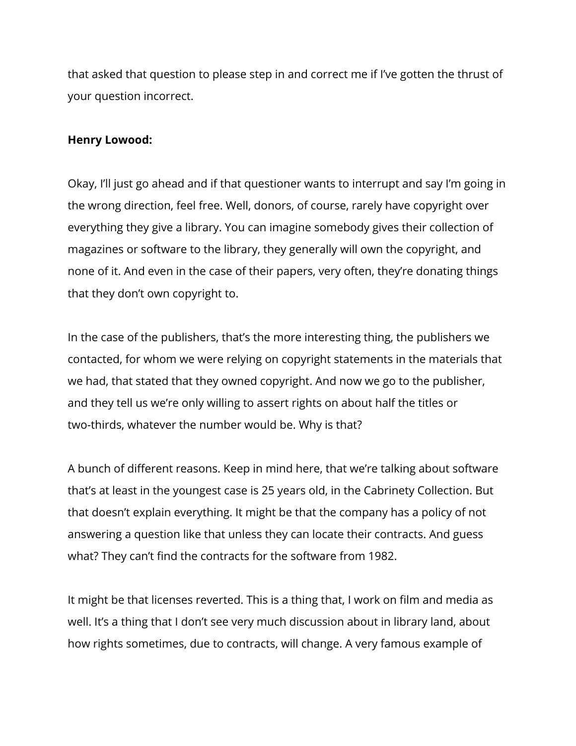that asked that question to please step in and correct me if I've gotten the thrust of your question incorrect.

**Henry Lowood:**

Okay, I'll just go ahead and if that questioner wants to interrupt and say I'm going in the wrong direction, feel free. Well, donors, of course, rarely have copyright over everything they give a library. You can imagine somebody gives their collection of magazines or software to the library, they generally will own the copyright, and none of it. And even in the case of their papers, very often, they're donating things that they don't own copyright to.

In the case of the publishers, that's the more interesting thing, the publishers we contacted, for whom we were relying on copyright statements in the materials that we had, that stated that they owned copyright. And now we go to the publisher, and they tell us we're only willing to assert rights on about half the titles or two-thirds, whatever the number would be. Why is that?

A bunch of different reasons. Keep in mind here, that we're talking about software that's at least in the youngest case is 25 years old, in the Cabrinety Collection. But that doesn't explain everything. It might be that the company has a policy of not answering a question like that unless they can locate their contracts. And guess what? They can't find the contracts for the software from 1982.

It might be that licenses reverted. This is a thing that, I work on film and media as well. It's a thing that I don't see very much discussion about in library land, about how rights sometimes, due to contracts, will change. A very famous example of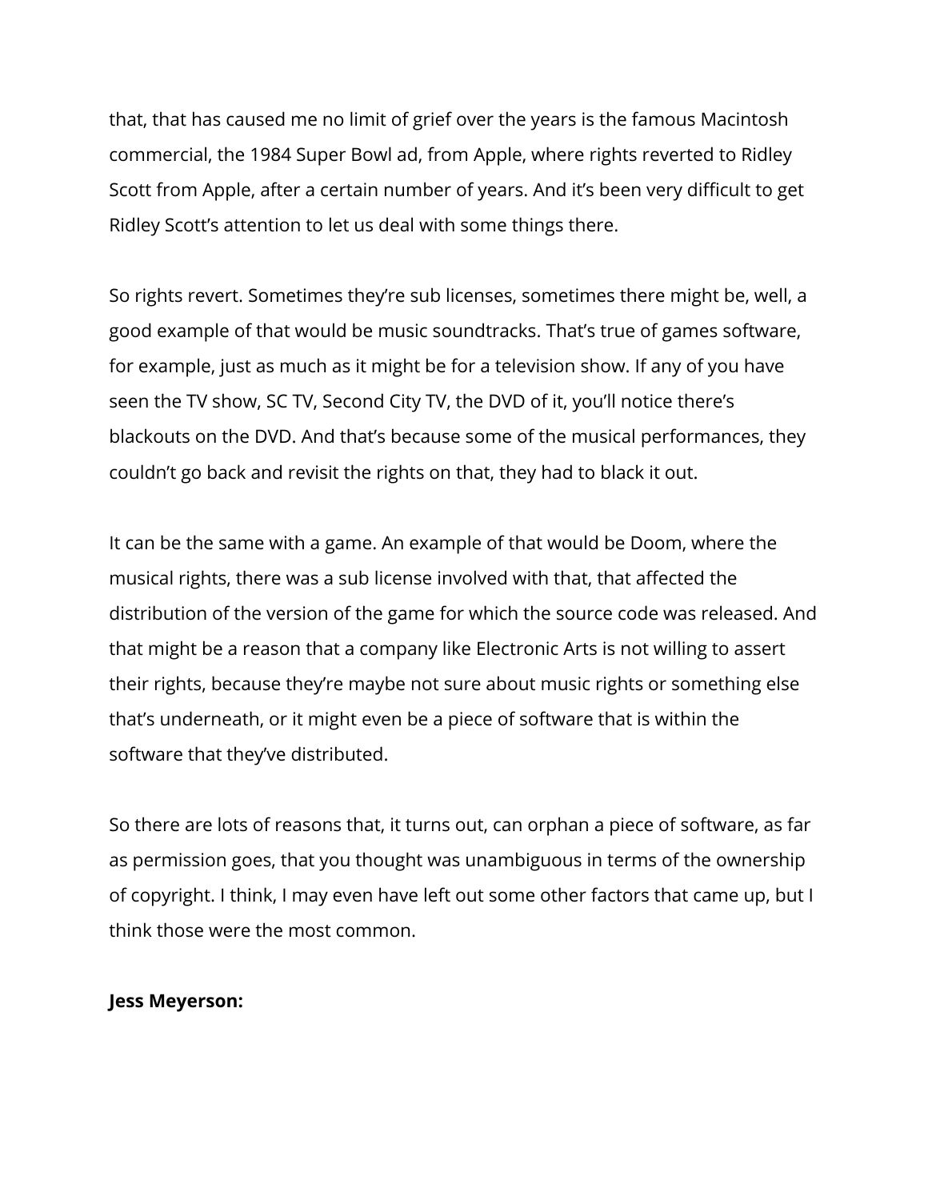that, that has caused me no limit of grief over the years is the famous Macintosh commercial, the 1984 Super Bowl ad, from Apple, where rights reverted to Ridley Scott from Apple, after a certain number of years. And it's been very difficult to get Ridley Scott's attention to let us deal with some things there.

So rights revert. Sometimes they're sub licenses, sometimes there might be, well, a good example of that would be music soundtracks. That's true of games software, for example, just as much as it might be for a television show. If any of you have seen the TV show, SC TV, Second City TV, the DVD of it, you'll notice there's blackouts on the DVD. And that's because some of the musical performances, they couldn't go back and revisit the rights on that, they had to black it out.

It can be the same with a game. An example of that would be Doom, where the musical rights, there was a sub license involved with that, that affected the distribution of the version of the game for which the source code was released. And that might be a reason that a company like Electronic Arts is not willing to assert their rights, because they're maybe not sure about music rights or something else that's underneath, or it might even be a piece of software that is within the software that they've distributed.

So there are lots of reasons that, it turns out, can orphan a piece of software, as far as permission goes, that you thought was unambiguous in terms of the ownership of copyright. I think, I may even have left out some other factors that came up, but I think those were the most common.

**Jess Meyerson:**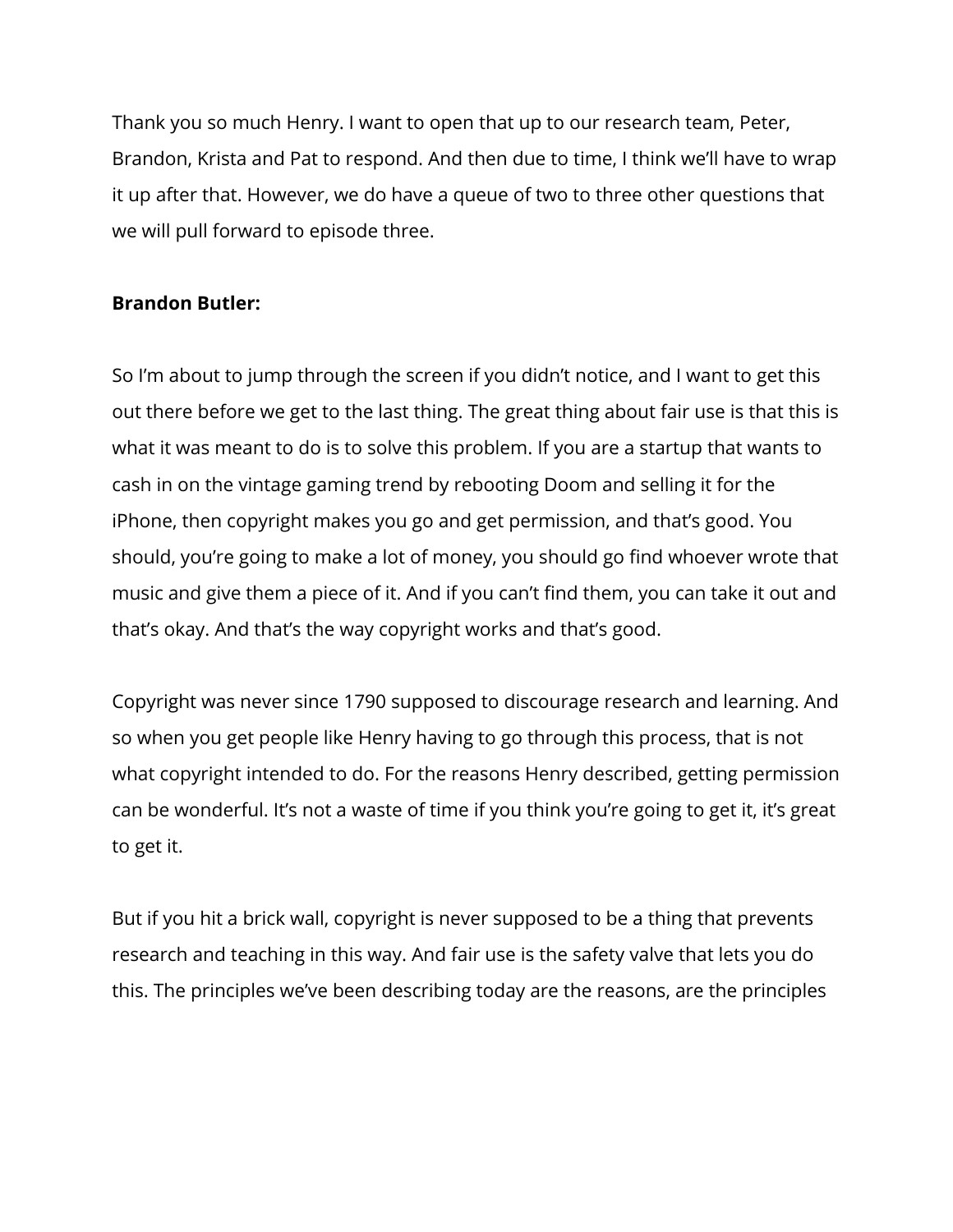Thank you so much Henry. I want to open that up to our research team, Peter, Brandon, Krista and Pat to respond. And then due to time, I think we'll have to wrap it up after that. However, we do have a queue of two to three other questions that we will pull forward to episode three.

**Brandon Butler:**

So I'm about to jump through the screen if you didn't notice, and I want to get this out there before we get to the last thing. The great thing about fair use is that this is what it was meant to do is to solve this problem. If you are a startup that wants to cash in on the vintage gaming trend by rebooting Doom and selling it for the iPhone, then copyright makes you go and get permission, and that's good. You should, you're going to make a lot of money, you should go find whoever wrote that music and give them a piece of it. And if you can't find them, you can take it out and that's okay. And that's the way copyright works and that's good.

Copyright was never since 1790 supposed to discourage research and learning. And so when you get people like Henry having to go through this process, that is not what copyright intended to do. For the reasons Henry described, getting permission can be wonderful. It's not a waste of time if you think you're going to get it, it's great to get it.

But if you hit a brick wall, copyright is never supposed to be a thing that prevents research and teaching in this way. And fair use is the safety valve that lets you do this. The principles we've been describing today are the reasons, are the principles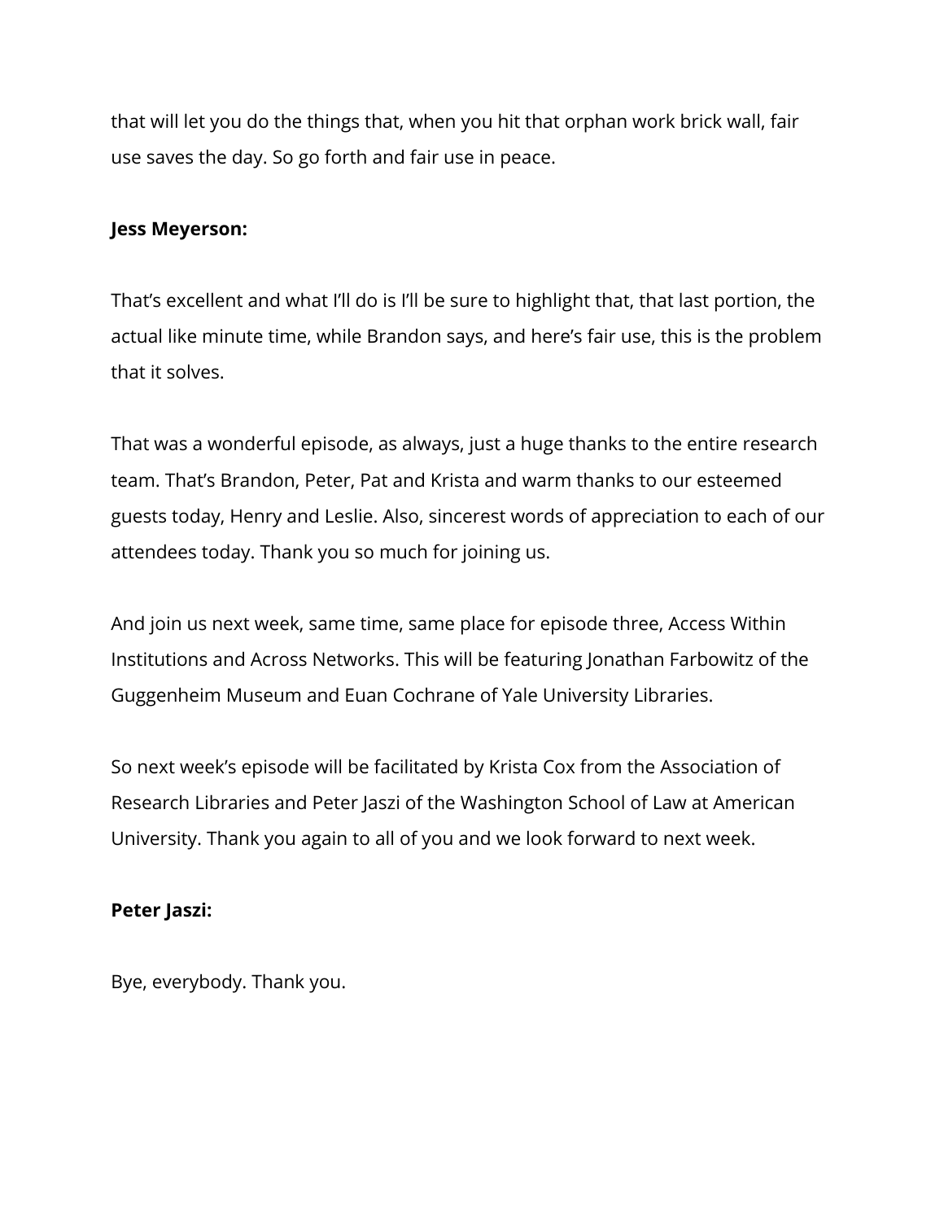that will let you do the things that, when you hit that orphan work brick wall, fair use saves the day. So go forth and fair use in peace.

**Jess Meyerson:**

That's excellent and what I'll do is I'll be sure to highlight that, that last portion, the actual like minute time, while Brandon says, and here's fair use, this is the problem that it solves.

That was a wonderful episode, as always, just a huge thanks to the entire research team. That's Brandon, Peter, Pat and Krista and warm thanks to our esteemed guests today, Henry and Leslie. Also, sincerest words of appreciation to each of our attendees today. Thank you so much for joining us.

And join us next week, same time, same place for episode three, Access Within Institutions and Across Networks. This will be featuring Jonathan Farbowitz of the Guggenheim Museum and Euan Cochrane of Yale University Libraries.

So next week's episode will be facilitated by Krista Cox from the Association of Research Libraries and Peter Jaszi of the Washington School of Law at American University. Thank you again to all of you and we look forward to next week.

**Peter Jaszi:**

Bye, everybody. Thank you.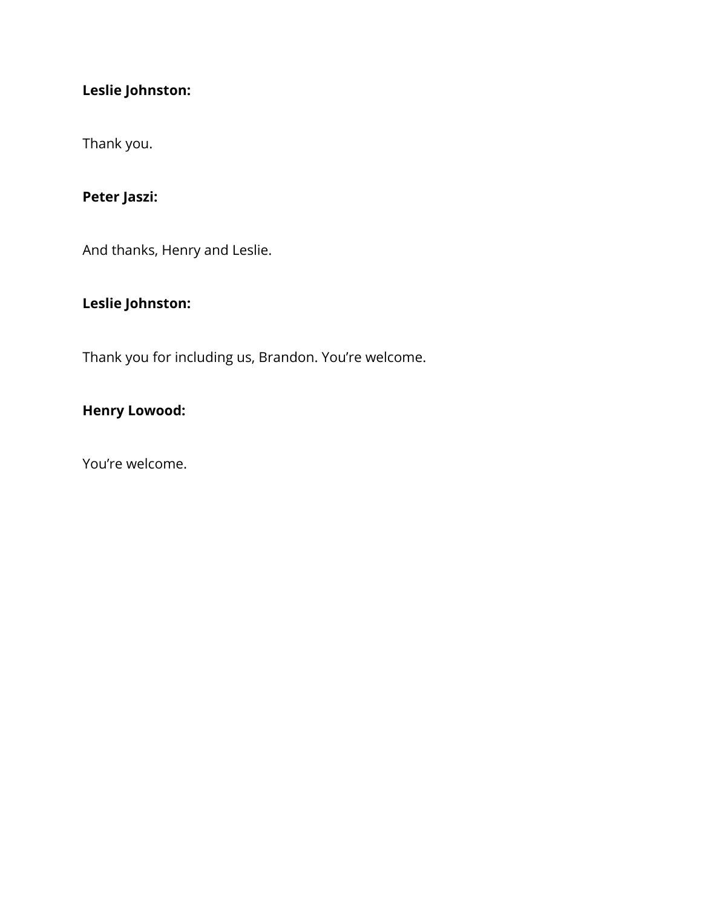**Leslie Johnston:**

Thank you.

**Peter Jaszi:**

And thanks, Henry and Leslie.

**Leslie Johnston:**

Thank you for including us, Brandon. You’re welcome.

**Henry Lowood:**

You’re welcome.